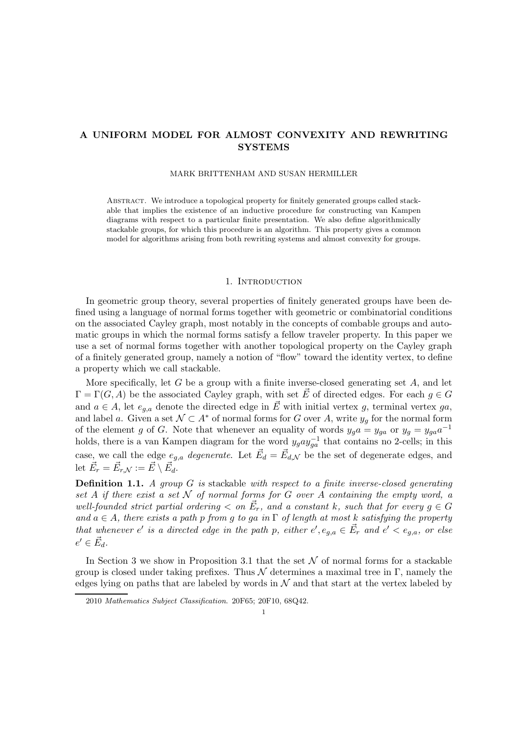# A UNIFORM MODEL FOR ALMOST CONVEXITY AND REWRITING SYSTEMS

MARK BRITTENHAM AND SUSAN HERMILLER

Abstract. We introduce a topological property for finitely generated groups called stackable that implies the existence of an inductive procedure for constructing van Kampen diagrams with respect to a particular finite presentation. We also define algorithmically stackable groups, for which this procedure is an algorithm. This property gives a common model for algorithms arising from both rewriting systems and almost convexity for groups.

## 1. Introduction

In geometric group theory, several properties of finitely generated groups have been defined using a language of normal forms together with geometric or combinatorial conditions on the associated Cayley graph, most notably in the concepts of combable groups and automatic groups in which the normal forms satisfy a fellow traveler property. In this paper we use a set of normal forms together with another topological property on the Cayley graph of a finitely generated group, namely a notion of "flow" toward the identity vertex, to define a property which we call stackable.

More specifically, let $G$ be a group with a finite inverse-closed generating set $A$, and let $\Gamma = \Gamma(G, A)$ be the associated Cayley graph, with set $\vec{E}$ of directed edges. For each $g \in G$ and $a \in A$, let $e_{g,a}$ denote the directed edge in $\vec{E}$ with initial vertex $g$, terminal vertex $ga$, and label $a$. Given a set $\mathcal{N} \subset A^*$ of normal forms for $G$ over $A$, write $y_g$ for the normal form of the element $g$ of $G$. Note that whenever an equality of words $y_g a = y_{ga}$ or $y_g = y_{ga} a^{-1}$ holds, there is a van Kampen diagram for the word $y_g a y_{ga}^{-1}$ that contains no 2-cells; in this case, we call the edge $e_{g,a}$ *degenerate*. Let $\vec{E}_d = \vec{E}_{d,\mathcal{N}}$ be the set of degenerate edges, and let $\vec{E}_r = \vec{E}_{r,\mathcal{N}} := \vec{E} \setminus \vec{E}_d$.

**Definition 1.1.** *A group $G$ is* stackable *with respect to a finite inverse-closed generating set $A$ if there exist a set $\mathcal{N}$ of normal forms for $G$ over $A$ containing the empty word, a well-founded strict partial ordering $<$ on $\vec{E}_r$, and a constant $k$, such that for every $g \in G$ and $a \in A$, there exists a path $p$ from $g$ to $ga$ in $\Gamma$ of length at most $k$ satisfying the property that whenever $e'$ is a directed edge in the path $p$, either $e', e_{g,a} \in \vec{E}_r$ and $e' < e_{g,a}$, or else $e' \in \vec{E}_d$.*

In Section 3 we show in Proposition 3.1 that the set $\mathcal{N}$ of normal forms for a stackable group is closed under taking prefixes. Thus $\mathcal{N}$ determines a maximal tree in $\Gamma$, namely the edges lying on paths that are labeled by words in $\mathcal{N}$ and that start at the vertex labeled by

2010 *Mathematics Subject Classification.* 20F65; 20F10, 68Q42.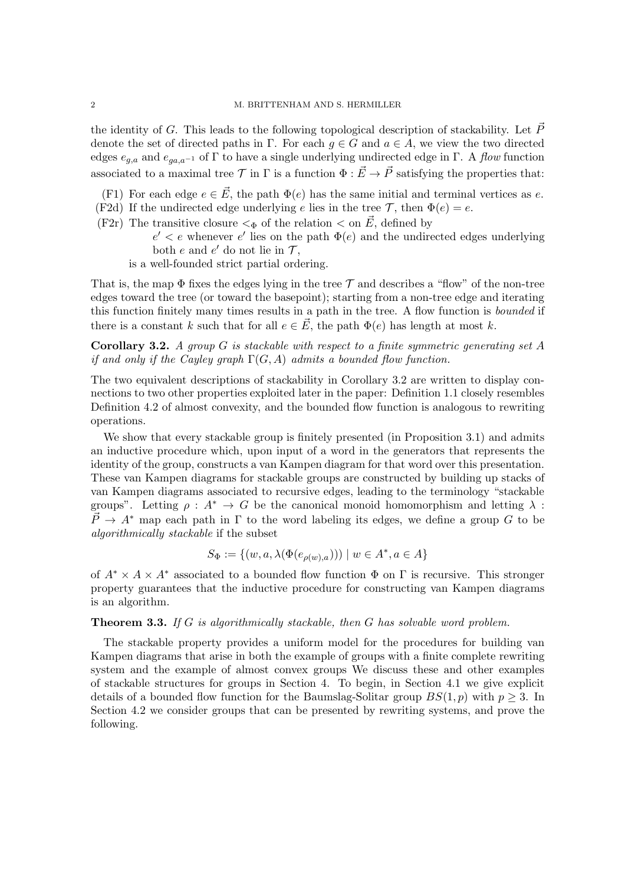the identity of $G$. This leads to the following topological description of stackability. Let $\vec{P}$ denote the set of directed paths in $\Gamma$. For each $g \in G$ and $a \in A$, we view the two directed edges $e_{g,a}$ and $e_{ga,a^{-1}}$ of $\Gamma$ to have a single underlying undirected edge in $\Gamma$. A *flow* function associated to a maximal tree $\mathcal{T}$ in $\Gamma$ is a function $\Phi : \vec{E} \to \vec{P}$ satisfying the properties that:

- (F1) For each edge $e \in \vec{E}$, the path $\Phi(e)$ has the same initial and terminal vertices as $e$.
- (F2d) If the undirected edge underlying $e$ lies in the tree $\mathcal{T}$, then $\Phi(e) = e$.
- (F2r) The transitive closure $<_\Phi$ of the relation $<$ on $\vec{E}$, defined by
  $e' < e$ whenever $e'$ lies on the path $\Phi(e)$ and the undirected edges underlying both $e$ and $e'$ do not lie in $\mathcal{T}$,
  is a well-founded strict partial ordering.

That is, the map $\Phi$ fixes the edges lying in the tree $\mathcal{T}$ and describes a "flow" of the non-tree edges toward the tree (or toward the basepoint); starting from a non-tree edge and iterating this function finitely many times results in a path in the tree. A flow function is *bounded* if there is a constant $k$ such that for all $e \in \vec{E}$, the path $\Phi(e)$ has length at most $k$.

**Corollary 3.2.** *A group $G$ is stackable with respect to a finite symmetric generating set $A$ if and only if the Cayley graph $\Gamma(G, A)$ admits a bounded flow function.*

The two equivalent descriptions of stackability in Corollary 3.2 are written to display connections to two other properties exploited later in the paper: Definition 1.1 closely resembles Definition 4.2 of almost convexity, and the bounded flow function is analogous to rewriting operations.

We show that every stackable group is finitely presented (in Proposition 3.1) and admits an inductive procedure which, upon input of a word in the generators that represents the identity of the group, constructs a van Kampen diagram for that word over this presentation. These van Kampen diagrams for stackable groups are constructed by building up stacks of van Kampen diagrams associated to recursive edges, leading to the terminology "stackable groups". Letting $\rho : A^* \to G$ be the canonical monoid homomorphism and letting $\lambda : \vec{P} \to A^*$ map each path in $\Gamma$ to the word labeling its edges, we define a group $G$ to be *algorithmically stackable* if the subset

$$S_\Phi := \{(w, a, \lambda(\Phi(e_{\rho(w),a}))) \mid w \in A^*, a \in A\}$$

of $A^* \times A \times A^*$ associated to a bounded flow function $\Phi$ on $\Gamma$ is recursive. This stronger property guarantees that the inductive procedure for constructing van Kampen diagrams is an algorithm.

**Theorem 3.3.** *If $G$ is algorithmically stackable, then $G$ has solvable word problem.*

The stackable property provides a uniform model for the procedures for building van Kampen diagrams that arise in both the example of groups with a finite complete rewriting system and the example of almost convex groups We discuss these and other examples of stackable structures for groups in Section 4. To begin, in Section 4.1 we give explicit details of a bounded flow function for the Baumslag-Solitar group $BS(1, p)$ with $p \geq 3$. In Section 4.2 we consider groups that can be presented by rewriting systems, and prove the following.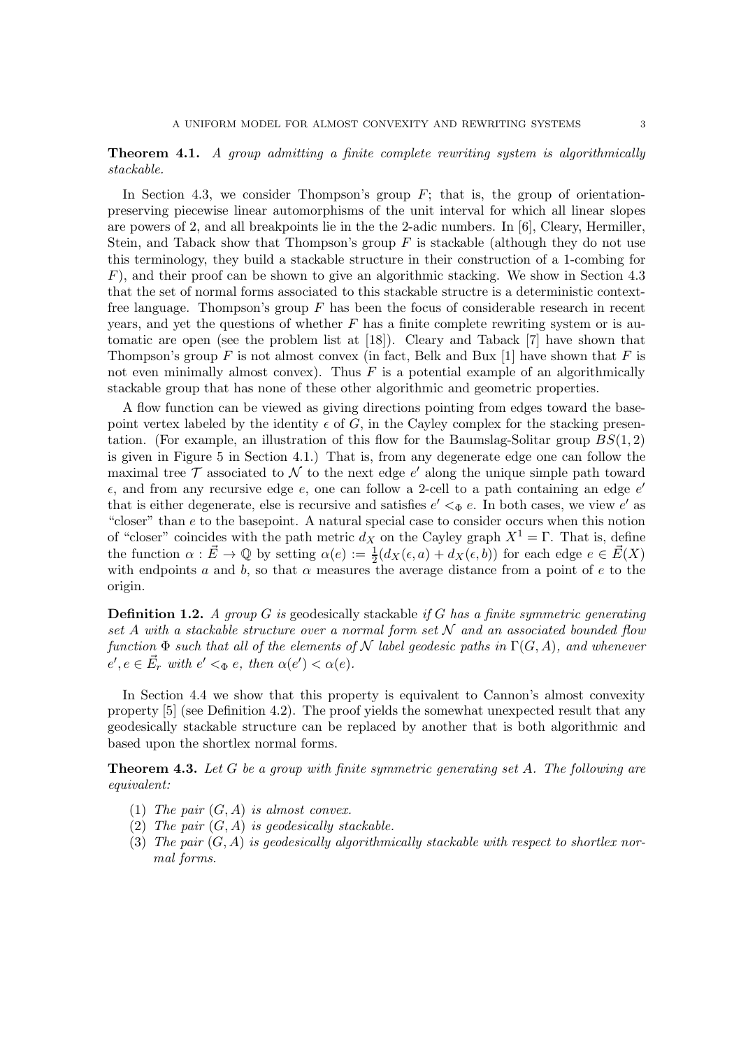**Theorem 4.1.** *A group admitting a finite complete rewriting system is algorithmically stackable.*

In Section 4.3, we consider Thompson's group $F$; that is, the group of orientation-preserving piecewise linear automorphisms of the unit interval for which all linear slopes are powers of 2, and all breakpoints lie in the the 2-adic numbers. In [6], Cleary, Hermiller, Stein, and Taback show that Thompson's group $F$ is stackable (although they do not use this terminology, they build a stackable structure in their construction of a 1-combing for $F$), and their proof can be shown to give an algorithmic stacking. We show in Section 4.3 that the set of normal forms associated to this stackable structre is a deterministic context-free language. Thompson's group $F$ has been the focus of considerable research in recent years, and yet the questions of whether $F$ has a finite complete rewriting system or is automatic are open (see the problem list at [18]). Cleary and Taback [7] have shown that Thompson's group $F$ is not almost convex (in fact, Belk and Bux [1] have shown that $F$ is not even minimally almost convex). Thus $F$ is a potential example of an algorithmically stackable group that has none of these other algorithmic and geometric properties.

A flow function can be viewed as giving directions pointing from edges toward the basepoint vertex labeled by the identity $\epsilon$ of $G$, in the Cayley complex for the stacking presentation. (For example, an illustration of this flow for the Baumslag-Solitar group $BS(1,2)$ is given in Figure 5 in Section 4.1.) That is, from any degenerate edge one can follow the maximal tree $\mathcal{T}$ associated to $\mathcal{N}$ to the next edge $e'$ along the unique simple path toward $\epsilon$, and from any recursive edge $e$, one can follow a 2-cell to a path containing an edge $e'$ that is either degenerate, else is recursive and satisfies $e' <_\Phi e$. In both cases, we view $e'$ as "closer" than $e$ to the basepoint. A natural special case to consider occurs when this notion of "closer" coincides with the path metric $d_X$ on the Cayley graph $X^1 = \Gamma$. That is, define the function $\alpha : \vec{E} \to \mathbb{Q}$ by setting $\alpha(e) := \frac{1}{2}(d_X(\epsilon, a) + d_X(\epsilon, b))$ for each edge $e \in \vec{E}(X)$ with endpoints $a$ and $b$, so that $\alpha$ measures the average distance from a point of $e$ to the origin.

**Definition 1.2.** *A group $G$ is* geodesically stackable *if $G$ has a finite symmetric generating set $A$ with a stackable structure over a normal form set $\mathcal{N}$ and an associated bounded flow function $\Phi$ such that all of the elements of $\mathcal{N}$ label geodesic paths in $\Gamma(G, A)$, and whenever $e', e \in \vec{E}_r$ with $e' <_\Phi e$, then $\alpha(e') < \alpha(e)$.*

In Section 4.4 we show that this property is equivalent to Cannon's almost convexity property [5] (see Definition 4.2). The proof yields the somewhat unexpected result that any geodesically stackable structure can be replaced by another that is both algorithmic and based upon the shortlex normal forms.

**Theorem 4.3.** *Let $G$ be a group with finite symmetric generating set $A$. The following are equivalent:*

1. *The pair $(G, A)$ is almost convex.*
2. *The pair $(G, A)$ is geodesically stackable.*
3. *The pair $(G, A)$ is geodesically algorithmically stackable with respect to shortlex normal forms.*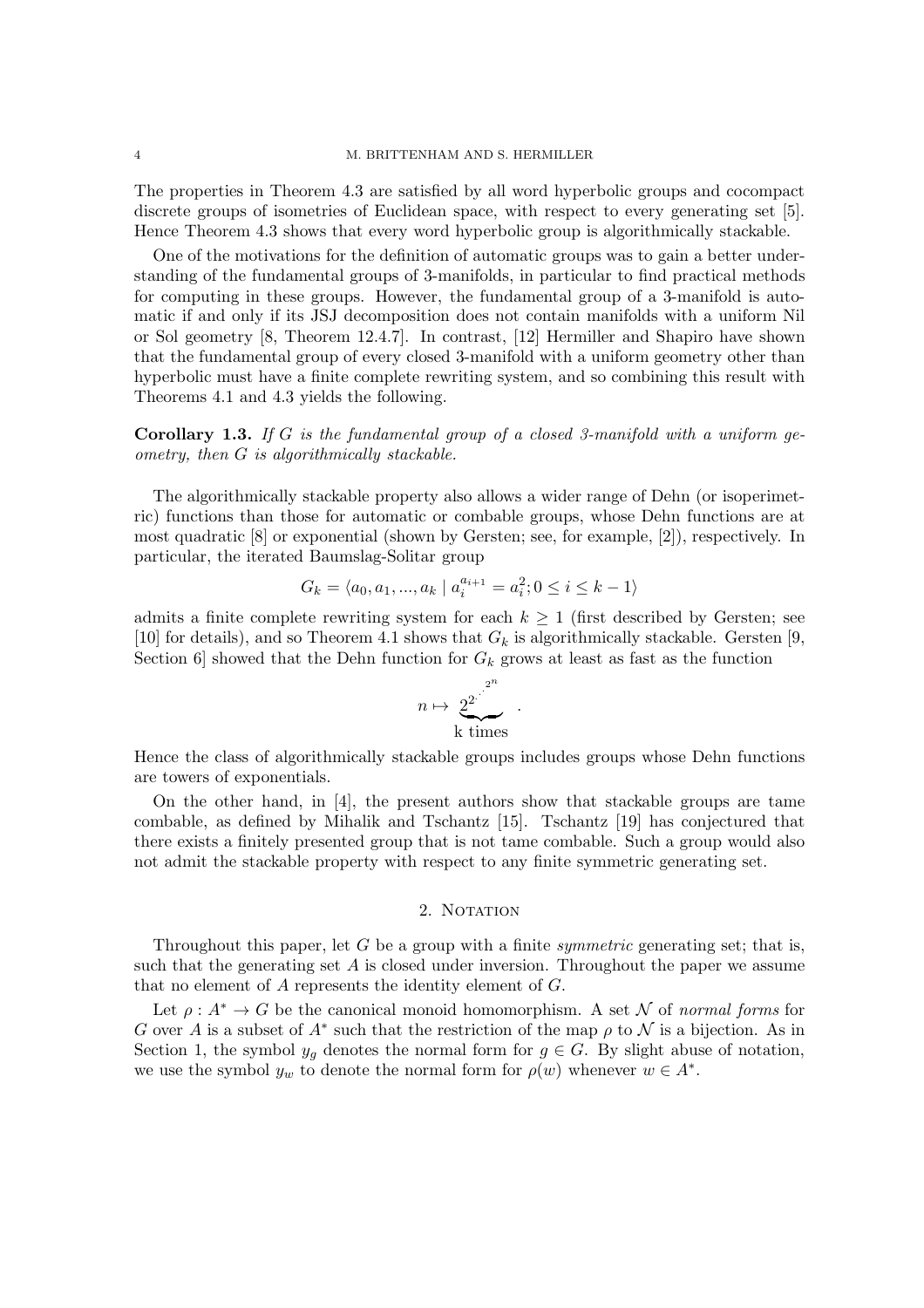The properties in Theorem 4.3 are satisfied by all word hyperbolic groups and cocompact discrete groups of isometries of Euclidean space, with respect to every generating set [5]. Hence Theorem 4.3 shows that every word hyperbolic group is algorithmically stackable.

One of the motivations for the definition of automatic groups was to gain a better understanding of the fundamental groups of 3-manifolds, in particular to find practical methods for computing in these groups. However, the fundamental group of a 3-manifold is automatic if and only if its JSJ decomposition does not contain manifolds with a uniform Nil or Sol geometry [8, Theorem 12.4.7]. In contrast, [12] Hermiller and Shapiro have shown that the fundamental group of every closed 3-manifold with a uniform geometry other than hyperbolic must have a finite complete rewriting system, and so combining this result with Theorems 4.1 and 4.3 yields the following.

**Corollary 1.3.** *If $G$ is the fundamental group of a closed 3-manifold with a uniform geometry, then $G$ is algorithmically stackable.*

The algorithmically stackable property also allows a wider range of Dehn (or isoperimetric) functions than those for automatic or combable groups, whose Dehn functions are at most quadratic [8] or exponential (shown by Gersten; see, for example, [2]), respectively. In particular, the iterated Baumslag-Solitar group

$$G_k = \langle a_0, a_1, ..., a_k \mid a_i^{a_{i+1}} = a_i^2; 0 \leq i \leq k-1 \rangle$$

admits a finite complete rewriting system for each $k \geq 1$ (first described by Gersten; see [10] for details), and so Theorem 4.1 shows that $G_k$ is algorithmically stackable. Gersten [9, Section 6] showed that the Dehn function for $G_k$ grows at least as fast as the function

$$n \mapsto \underbrace{2^{2^{\cdot^{\cdot^{2^n}}}}}_{\text{k times}} .$$

Hence the class of algorithmically stackable groups includes groups whose Dehn functions are towers of exponentials.

On the other hand, in [4], the present authors show that stackable groups are tame combable, as defined by Mihalik and Tschantz [15]. Tschantz [19] has conjectured that there exists a finitely presented group that is not tame combable. Such a group would also not admit the stackable property with respect to any finite symmetric generating set.

## 2. Notation

Throughout this paper, let $G$ be a group with a finite *symmetric* generating set; that is, such that the generating set $A$ is closed under inversion. Throughout the paper we assume that no element of $A$ represents the identity element of $G$.

Let $\rho : A^* \to G$ be the canonical monoid homomorphism. A set $\mathcal{N}$ of *normal forms* for $G$ over $A$ is a subset of $A^*$ such that the restriction of the map $\rho$ to $\mathcal{N}$ is a bijection. As in Section 1, the symbol $y_g$ denotes the normal form for $g \in G$. By slight abuse of notation, we use the symbol $y_w$ to denotes the normal form for $\rho(w)$ whenever $w \in A^*$.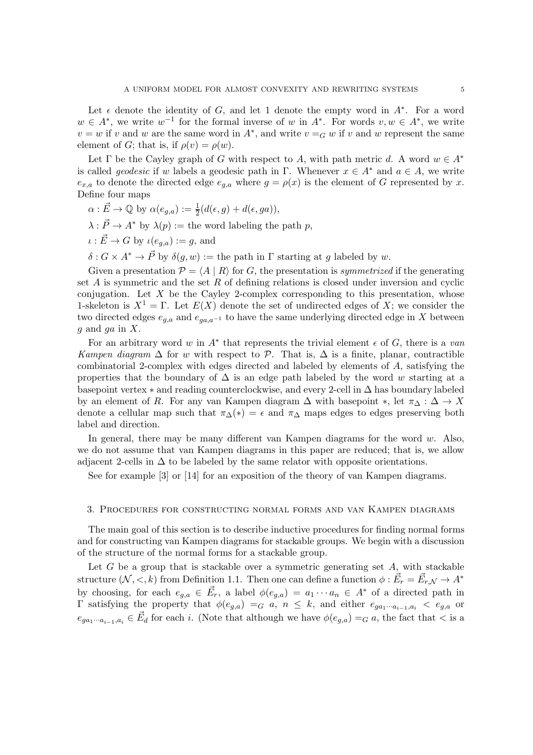Let $\epsilon$ denote the identity of $G$, and let 1 denote the empty word in $A^*$. For a word $w \in A^*$, we write $w^{-1}$ for the formal inverse of $w$ in $A^*$. For words $v, w \in A^*$, we write $v = w$ if $v$ and $w$ are the same word in $A^*$, and write $v =_G w$ if $v$ and $w$ represent the same element of $G$; that is, if $\rho(v) = \rho(w)$.

Let $\Gamma$ be the Cayley graph of $G$ with respect to $A$, with path metric $d$. A word $w \in A^*$ is called *geodesic* if $w$ labels a geodesic path in $\Gamma$. Whenever $x \in A^*$ and $a \in A$, we write $e_{x,a}$ to denote the directed edge $e_{g,a}$ where $g = \rho(x)$ is the element of $G$ represented by $x$. Define four maps

$\alpha : \vec{E} \to \mathbb{Q}$ by $\alpha(e_{g,a}) := \frac{1}{2}(d(\epsilon, g) + d(\epsilon, ga))$,

$\lambda : \vec{P} \to A^*$ by $\lambda(p) :=$ the word labeling the path $p$,

$\iota : \vec{E} \to G$ by $\iota(e_{g,a}) := g$, and

$\delta : G \times A^* \to \vec{P}$ by $\delta(g, w) :=$ the path in $\Gamma$ starting at $g$ labeled by $w$.

Given a presentation $\mathcal{P} = \langle A \mid R \rangle$ for $G$, the presentation is *symmetrized* if the generating set $A$ is symmetric and the set $R$ of defining relations is closed under inversion and cyclic conjugation. Let $X$ be the Cayley 2-complex corresponding to this presentation, whose 1-skeleton is $X^1 = \Gamma$. Let $E(X)$ denote the set of undirected edges of $X$; we consider the two directed edges $e_{g,a}$ and $e_{ga,a^{-1}}$ to have the same underlying directed edge in $X$ between $g$ and $ga$ in $X$.

For an arbitrary word $w$ in $A^*$ that represents the trivial element $\epsilon$ of $G$, there is a *van Kampen diagram* $\Delta$ for $w$ with respect to $\mathcal{P}$. That is, $\Delta$ is a finite, planar, contractible combinatorial 2-complex with edges directed and labeled by elements of $A$, satisfying the properties that the boundary of $\Delta$ is an edge path labeled by the word $w$ starting at a basepoint vertex $*$ and reading counterclockwise, and every 2-cell in $\Delta$ has boundary labeled by an element of $R$. For any van Kampen diagram $\Delta$ with basepoint $*$, let $\pi_\Delta : \Delta \to X$ denote a cellular map such that $\pi_\Delta(*) = \epsilon$ and $\pi_\Delta$ maps edges to edges preserving both label and direction.

In general, there may be many different van Kampen diagrams for the word $w$. Also, we do not assume that van Kampen diagrams in this paper are reduced; that is, we allow adjacent 2-cells in $\Delta$ to be labeled by the same relator with opposite orientations.

See for example [3] or [14] for an exposition of the theory of van Kampen diagrams.

## 3. Procedures for constructing normal forms and van Kampen diagrams

The main goal of this section is to describe inductive procedures for finding normal forms and for constructing van Kampen diagrams for stackable groups. We begin with a discussion of the structure of the normal forms for a stackable group.

Let $G$ be a group that is stackable over a symmetric generating set $A$, with stackable structure $(\mathcal{N}, <, k)$ from Definition 1.1. Then one can define a function $\phi : \vec{E}_r = \vec{E}_{r,\mathcal{N}} \to A^*$ by choosing, for each $e_{g,a} \in \vec{E}_r$, a label $\phi(e_{g,a}) = a_1 \cdots a_n \in A^*$ of a directed path in $\Gamma$ satisfying the property that $\phi(e_{g,a}) =_G a$, $n \leq k$, and either $e_{ga_1 \cdots a_{i-1}, a_i} < e_{g,a}$ or $e_{ga_1 \cdots a_{i-1}, a_i} \in \vec{E}_d$ for each $i$. (Note that although we have $\phi(e_{g,a}) =_G a$, the fact that $<$ is a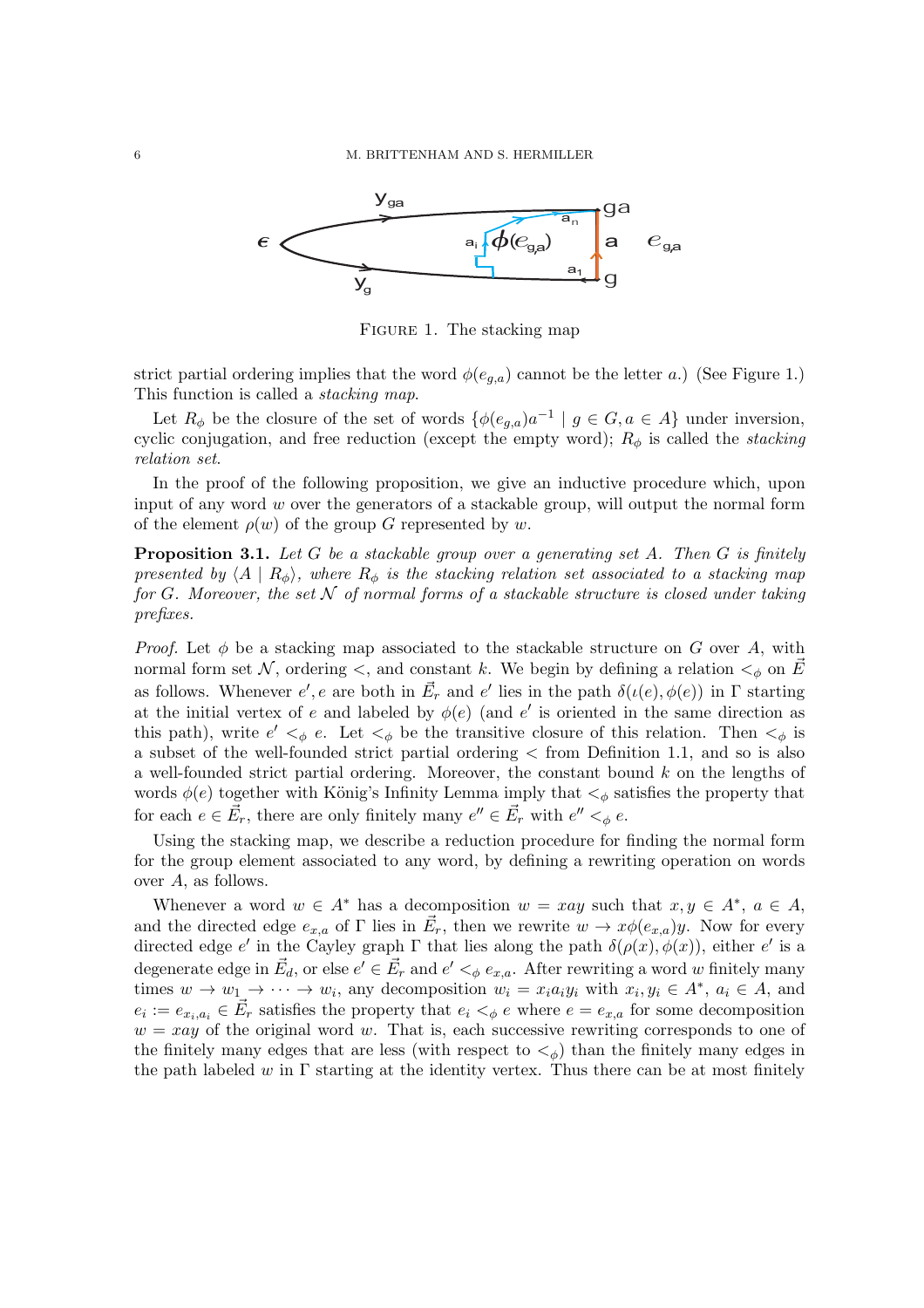FIGURE 1. The stacking map

strict partial ordering implies that the word $\phi(e_{g,a})$ cannot be the letter $a$.) (See Figure 1.) This function is called a *stacking map*.

Let $R_\phi$ be the closure of the set of words $\{\phi(e_{g,a})a^{-1} \mid g \in G, a \in A\}$ under inversion, cyclic conjugation, and free reduction (except the empty word); $R_\phi$ is called the *stacking relation set*.

In the proof of the following proposition, we give an inductive procedure which, upon input of any word $w$ over the generators of a stackable group, will output the normal form of the element $\rho(w)$ of the group $G$ represented by $w$.

**Proposition 3.1.** *Let $G$ be a stackable group over a generating set $A$. Then $G$ is finitely presented by $\langle A \mid R_\phi\rangle$, where $R_\phi$ is the stacking relation set associated to a stacking map for $G$. Moreover, the set $\mathcal{N}$ of normal forms of a stackable structure is closed under taking prefixes.*

*Proof.* Let $\phi$ be a stacking map associated to the stackable structure on $G$ over $A$, with normal form set $\mathcal{N}$, ordering $<$, and constant $k$. We begin by defining a relation $<_\phi$ on $\vec{E}$ as follows. Whenever $e', e$ are both in $\vec{E}_r$ and $e'$ lies in the path $\delta(\iota(e), \phi(e))$ in $\Gamma$ starting at the initial vertex of $e$ and labeled by $\phi(e)$ (and $e'$ is oriented in the same direction as this path), write $e' <_\phi e$. Let $<_\phi$ be the transitive closure of this relation. Then $<_\phi$ is a subset of the well-founded strict partial ordering $<$ from Definition 1.1, and so is also a well-founded strict partial ordering. Moreover, the constant bound $k$ on the lengths of words $\phi(e)$ together with König's Infinity Lemma imply that $<_\phi$ satisfies the property that for each $e \in \vec{E}_r$, there are only finitely many $e'' \in \vec{E}_r$ with $e'' <_\phi e$.

Using the stacking map, we describe a reduction procedure for finding the normal form for the group element associated to any word, by defining a rewriting operation on words over $A$, as follows.

Whenever a word $w \in A^*$ has a decomposition $w = xay$ such that $x, y \in A^*$, $a \in A$, and the directed edge $e_{x,a}$ of $\Gamma$ lies in $\vec{E}_r$, then we rewrite $w \to x\phi(e_{x,a})y$. Now for every directed edge $e'$ in the Cayley graph $\Gamma$ that lies along the path $\delta(\rho(x), \phi(x))$, either $e'$ is a degenerate edge in $\vec{E}_d$, or else $e' \in \vec{E}_r$ and $e' <_\phi e_{x,a}$. After rewriting a word $w$ finitely many times $w \to w_1 \to \cdots \to w_i$, any decomposition $w_i = x_i a_i y_i$ with $x_i, y_i \in A^*$, $a_i \in A$, and $e_i := e_{x_i,a_i} \in \vec{E}_r$ satisfies the property that $e_i <_\phi e$ where $e = e_{x,a}$ for some decomposition $w = xay$ of the original word $w$. That is, each successive rewriting corresponds to one of the finitely many edges that are less (with respect to $<_\phi$) than the finitely many edges in the path labeled $w$ in $\Gamma$ starting at the identity vertex. Thus there can be at most finitely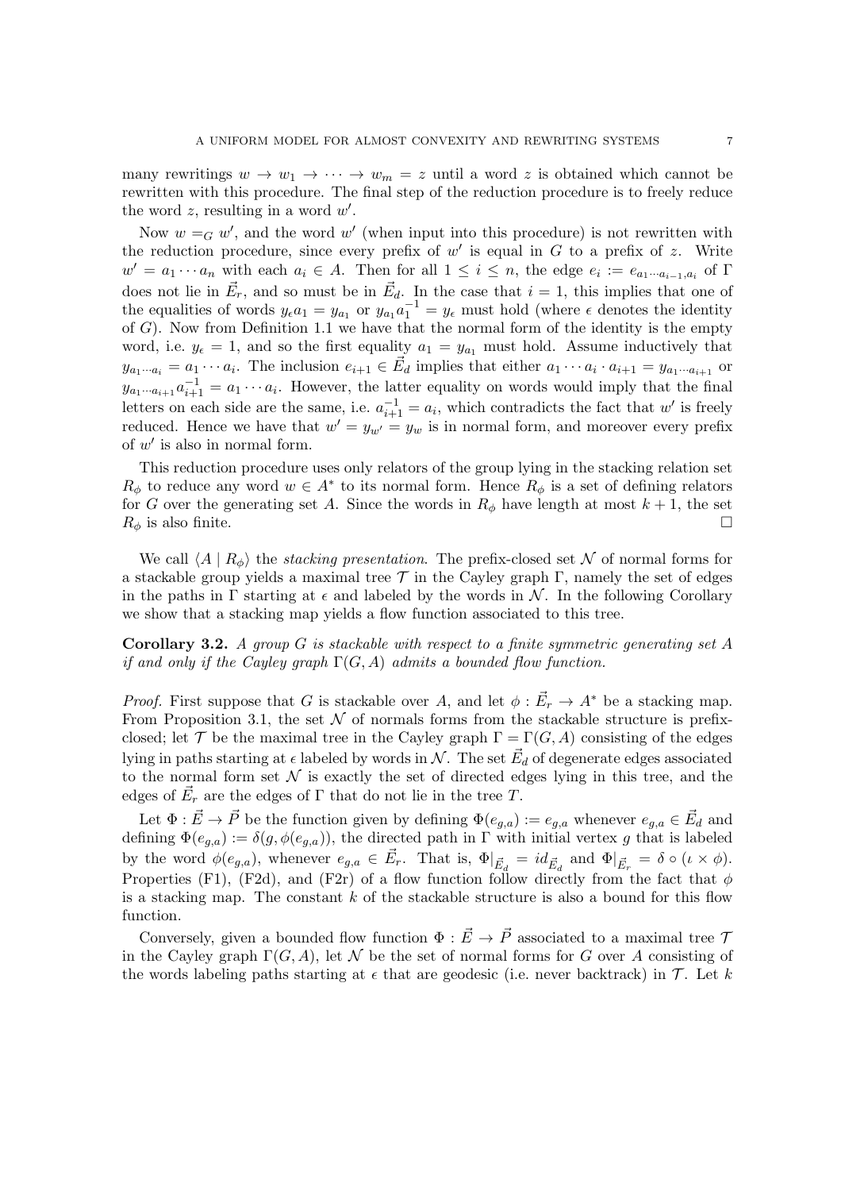many rewritings $w \to w_1 \to \cdots \to w_m = z$ until a word $z$ is obtained which cannot be rewritten with this procedure. The final step of the reduction procedure is to freely reduce the word $z$, resulting in a word $w'$.

Now $w =_G w'$, and the word $w'$ (when input into this procedure) is not rewritten with the reduction procedure, since every prefix of $w'$ is equal in $G$ to a prefix of $z$. Write $w' = a_1 \cdots a_n$ with each $a_i \in A$. Then for all $1 \leq i \leq n$, the edge $e_i := e_{a_1 \cdots a_{i-1}, a_i}$ of $\Gamma$ does not lie in $\vec{E}_r$, and so must be in $\vec{E}_d$. In the case that $i = 1$, this implies that one of the equalities of words $y_\epsilon a_1 = y_{a_1}$ or $y_{a_1} a_1^{-1} = y_\epsilon$ must hold (where $\epsilon$ denotes the identity of $G$). Now from Definition 1.1 we have that the normal form of the identity is the empty word, i.e. $y_\epsilon = 1$, and so the first equality $a_1 = y_{a_1}$ must hold. Assume inductively that $y_{a_1 \cdots a_i} = a_1 \cdots a_i$. The inclusion $e_{i+1} \in \vec{E}_d$ implies that either $a_1 \cdots a_i \cdot a_{i+1} = y_{a_1 \cdots a_{i+1}}$ or $y_{a_1 \cdots a_{i+1}} a_{i+1}^{-1} = a_1 \cdots a_i$. However, the latter equality on words would imply that the final letters on each side are the same, i.e. $a_{i+1}^{-1} = a_i$, which contradicts the fact that $w'$ is freely reduced. Hence we have that $w' = y_{w'} = y_w$ is in normal form, and moreover every prefix of $w'$ is also in normal form.

This reduction procedure uses only relators of the group lying in the stacking relation set $R_\phi$ to reduce any word $w \in A^*$ to its normal form. Hence $R_\phi$ is a set of defining relators for $G$ over the generating set $A$. Since the words in $R_\phi$ have length at most $k+1$, the set $R_\phi$ is also finite. □

We call $\langle A \mid R_\phi \rangle$ the *stacking presentation*. The prefix-closed set $\mathcal{N}$ of normal forms for a stackable group yields a maximal tree $\mathcal{T}$ in the Cayley graph $\Gamma$, namely the set of edges in the paths in $\Gamma$ starting at $\epsilon$ and labeled by the words in $\mathcal{N}$. In the following Corollary we show that a stacking map yields a flow function associated to this tree.

**Corollary 3.2.** *A group $G$ is stackable with respect to a finite symmetric generating set $A$ if and only if the Cayley graph $\Gamma(G, A)$ admits a bounded flow function.*

*Proof.* First suppose that $G$ is stackable over $A$, and let $\phi : \vec{E}_r \to A^*$ be a stacking map. From Proposition 3.1, the set $\mathcal{N}$ of normals forms from the stackable structure is prefix-closed; let $\mathcal{T}$ be the maximal tree in the Cayley graph $\Gamma = \Gamma(G, A)$ consisting of the edges lying in paths starting at $\epsilon$ labeled by words in $\mathcal{N}$. The set $\vec{E}_d$ of degenerate edges associated to the normal form set $\mathcal{N}$ is exactly the set of directed edges lying in this tree, and the edges of $\vec{E}_r$ are the edges of $\Gamma$ that do not lie in the tree $T$.

Let $\Phi : \vec{E} \to \vec{P}$ be the function given by defining $\Phi(e_{g,a}) := e_{g,a}$ whenever $e_{g,a} \in \vec{E}_d$ and defining $\Phi(e_{g,a}) := \delta(g, \phi(e_{g,a}))$, the directed path in $\Gamma$ with initial vertex $g$ that is labeled by the word $\phi(e_{g,a})$, whenever $e_{g,a} \in \vec{E}_r$. That is, $\Phi|_{\vec{E}_d} = id_{\vec{E}_d}$ and $\Phi|_{\vec{E}_r} = \delta \circ (\iota \times \phi)$. Properties (F1), (F2d), and (F2r) of a flow function follow directly from the fact that $\phi$ is a stacking map. The constant $k$ of the stackable structure is also a bound for this flow function.

Conversely, given a bounded flow function $\Phi : \vec{E} \to \vec{P}$ associated to a maximal tree $\mathcal{T}$ in the Cayley graph $\Gamma(G, A)$, let $\mathcal{N}$ be the set of normal forms for $G$ over $A$ consisting of the words labeling paths starting at $\epsilon$ that are geodesic (i.e. never backtrack) in $\mathcal{T}$. Let $k$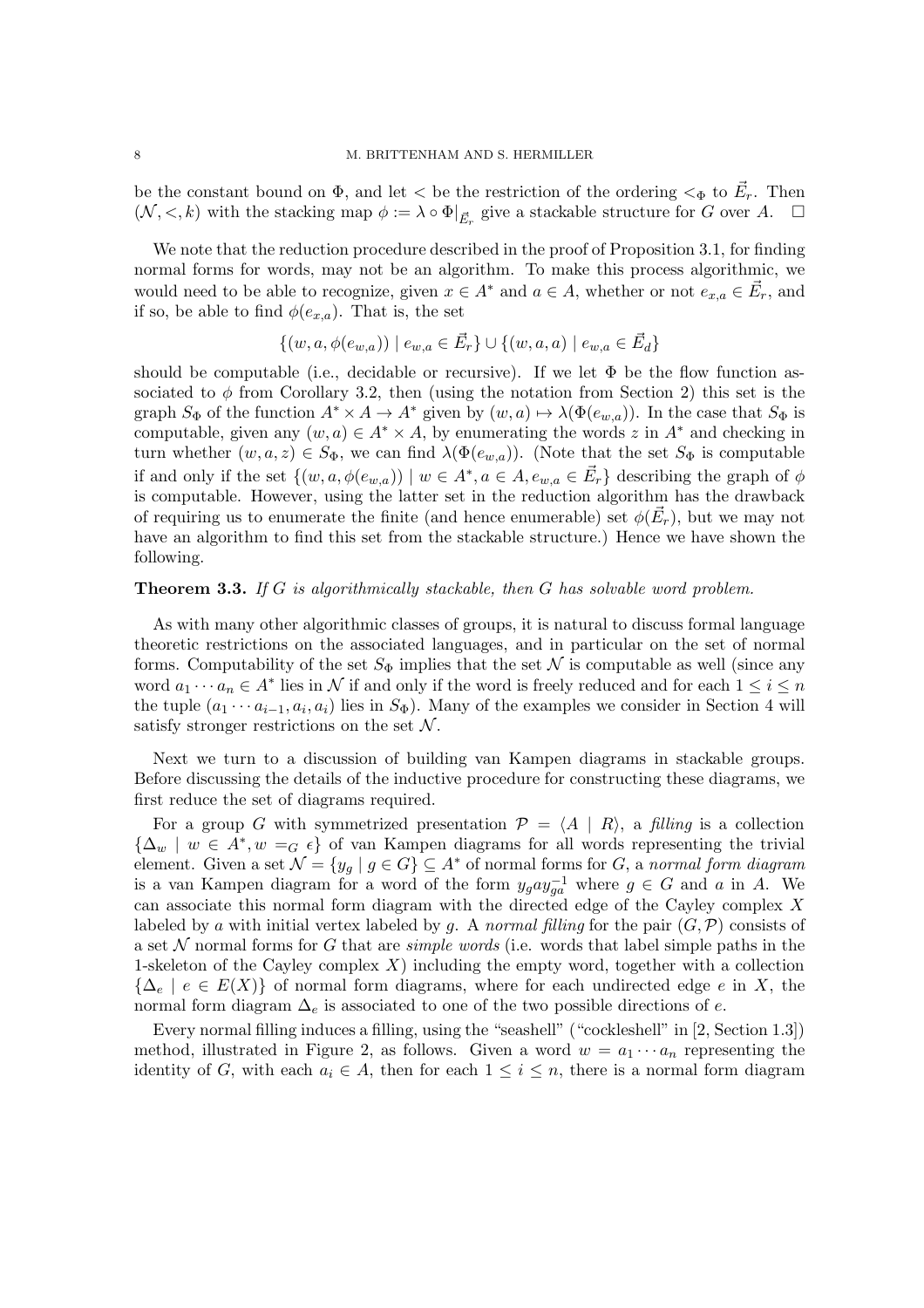be the constant bound on $\Phi$, and let $<$ be the restriction of the ordering $<_\Phi$ to $\vec{E}_r$. Then $(\mathcal{N}, <, k)$ with the stacking map $\phi := \lambda \circ \Phi|_{\vec{E}_r}$ give a stackable structure for $G$ over $A$. $\square$

We note that the reduction procedure described in the proof of Proposition 3.1, for finding normal forms for words, may not be an algorithm. To make this process algorithmic, we would need to be able to recognize, given $x \in A^*$ and $a \in A$, whether or not $e_{x,a} \in \vec{E}_r$, and if so, be able to find $\phi(e_{x,a})$. That is, the set

$$\{(w, a, \phi(e_{w,a})) \mid e_{w,a} \in \vec{E}_r\} \cup \{(w, a, a) \mid e_{w,a} \in \vec{E}_d\}$$

should be computable (i.e., decidable or recursive). If we let $\Phi$ be the flow function associated to $\phi$ from Corollary 3.2, then (using the notation from Section 2) this set is the graph $S_\Phi$ of the function $A^* \times A \to A^*$ given by $(w, a) \mapsto \lambda(\Phi(e_{w,a}))$. In the case that $S_\Phi$ is computable, given any $(w, a) \in A^* \times A$, by enumerating the words $z$ in $A^*$ and checking in turn whether $(w, a, z) \in S_\Phi$, we can find $\lambda(\Phi(e_{w,a}))$. (Note that the set $S_\Phi$ is computable if and only if the set $\{(w, a, \phi(e_{w,a})) \mid w \in A^*, a \in A, e_{w,a} \in \vec{E}_r\}$ describing the graph of $\phi$ is computable. However, using the latter set in the reduction algorithm has the drawback of requiring us to enumerate the finite (and hence enumerable) set $\phi(\vec{E}_r)$, but we may not have an algorithm to find this set from the stackable structure.) Hence we have shown the following.

**Theorem 3.3.** *If $G$ is algorithmically stackable, then $G$ has solvable word problem.*

As with many other algorithmic classes of groups, it is natural to discuss formal language theoretic restrictions on the associated languages, and in particular on the set of normal forms. Computability of the set $S_\Phi$ implies that the set $\mathcal{N}$ is computable as well (since any word $a_1 \cdots a_n \in A^*$ lies in $\mathcal{N}$ if and only if the word is freely reduced and for each $1 \leq i \leq n$ the tuple $(a_1 \cdots a_{i-1}, a_i, a_i)$ lies in $S_\Phi$). Many of the examples we consider in Section 4 will satisfy stronger restrictions on the set $\mathcal{N}$.

Next we turn to a discussion of building van Kampen diagrams in stackable groups. Before discussing the details of the inductive procedure for constructing these diagrams, we first reduce the set of diagrams required.

For a group $G$ with symmetrized presentation $\mathcal{P} = \langle A \mid R \rangle$, a *filling* is a collection $\{\Delta_w \mid w \in A^*, w =_G \epsilon\}$ of van Kampen diagrams for all words representing the trivial element. Given a set $\mathcal{N} = \{y_g \mid g \in G\} \subseteq A^*$ of normal forms for $G$, a *normal form diagram* is a van Kampen diagram for a word of the form $y_g a y_{ga}^{-1}$ where $g \in G$ and $a$ in $A$. We can associate this normal form diagram with the directed edge of the Cayley complex $X$ labeled by $a$ with initial vertex labeled by $g$. A *normal filling* for the pair $(G, \mathcal{P})$ consists of a set $\mathcal{N}$ normal forms for $G$ that are *simple words* (i.e. words that label simple paths in the 1-skeleton of the Cayley complex $X$) including the empty word, together with a collection $\{\Delta_e \mid e \in E(X)\}$ of normal form diagrams, where for each undirected edge $e$ in $X$, the normal form diagram $\Delta_e$ is associated to one of the two possible directions of $e$.

Every normal filling induces a filling, using the "seashell" ("cockleshell" in [2, Section 1.3]) method, illustrated in Figure 2, as follows. Given a word $w = a_1 \cdots a_n$ representing the identity of $G$, with each $a_i \in A$, then for each $1 \leq i \leq n$, there is a normal form diagram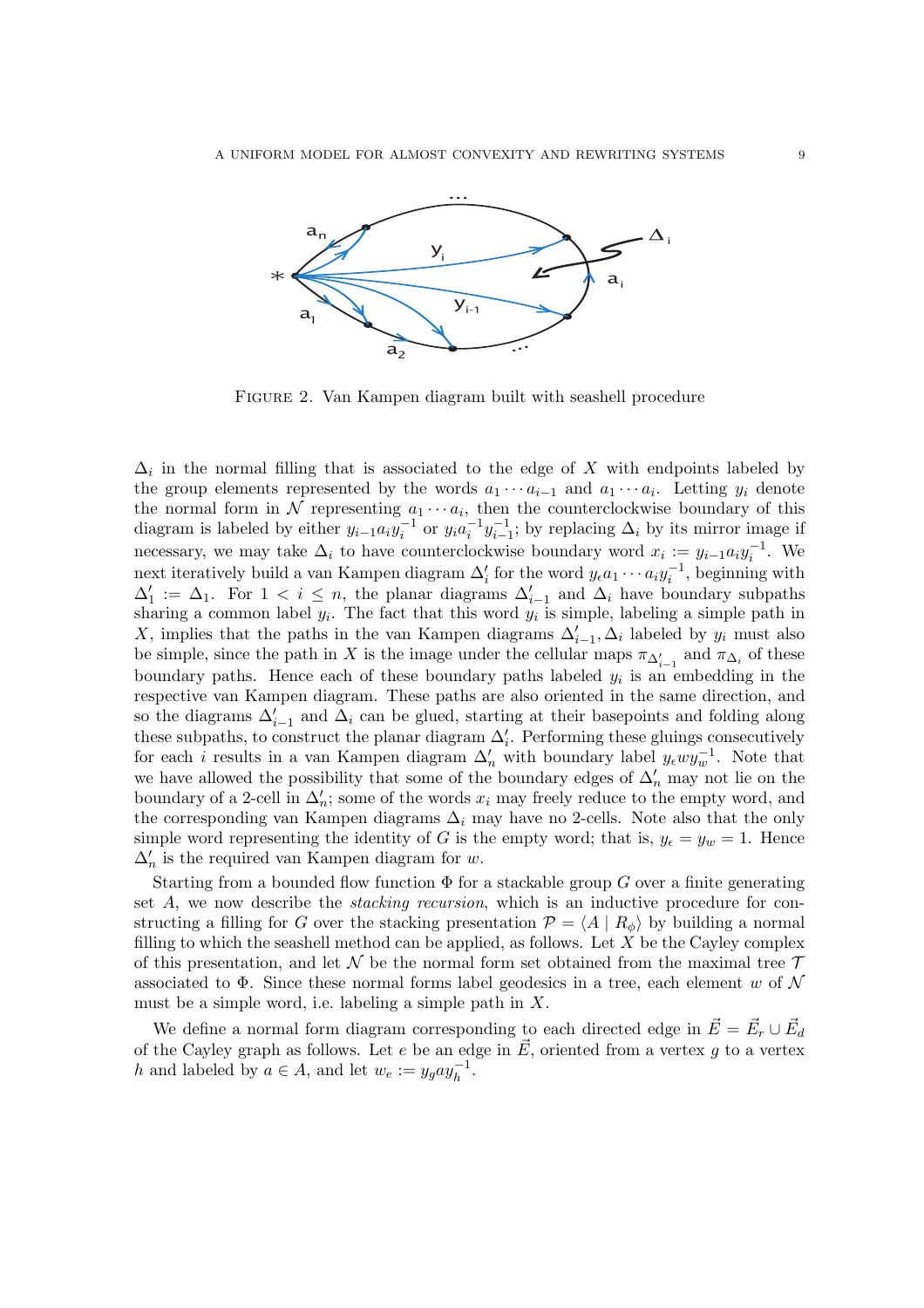FIGURE 2. Van Kampen diagram built with seashell procedure

$\Delta_i$ in the normal filling that is associated to the edge of $X$ with endpoints labeled by the group elements represented by the words $a_1 \cdots a_{i-1}$ and $a_1 \cdots a_i$. Letting $y_i$ denote the normal form in $\mathcal{N}$ representing $a_1 \cdots a_i$, then the counterclockwise boundary of this diagram is labeled by either $y_{i-1} a_i y_i^{-1}$ or $y_i a_i^{-1} y_{i-1}^{-1}$; by replacing $\Delta_i$ by its mirror image if necessary, we may take $\Delta_i$ to have counterclockwise boundary word $x_i := y_{i-1} a_i y_i^{-1}$. We next iteratively build a van Kampen diagram $\Delta'_i$ for the word $y_\epsilon a_1 \cdots a_i y_i^{-1}$, beginning with $\Delta'_1 := \Delta_1$. For $1 < i \leq n$, the planar diagrams $\Delta'_{i-1}$ and $\Delta_i$ have boundary subpaths sharing a common label $y_i$. The fact that this word $y_i$ is simple, labeling a simple path in $X$, implies that the paths in the van Kampen diagrams $\Delta'_{i-1}, \Delta_i$ labeled by $y_i$ must also be simple, since the path in $X$ is the image under the cellular maps $\pi_{\Delta'_{i-1}}$ and $\pi_{\Delta_i}$ of these boundary paths. Hence each of these boundary paths labeled $y_i$ is an embedding in the respective van Kampen diagram. These paths are also oriented in the same direction, and so the diagrams $\Delta'_{i-1}$ and $\Delta_i$ can be glued, starting at their basepoints and folding along these subpaths, to construct the planar diagram $\Delta'_i$. Performing these gluings consecutively for each $i$ results in a van Kampen diagram $\Delta'_n$ with boundary label $y_\epsilon w y_w^{-1}$. Note that we have allowed the possibility that some of the boundary edges of $\Delta'_n$ may not lie on the boundary of a 2-cell in $\Delta'_n$; some of the words $x_i$ may freely reduce to the empty word, and the corresponding van Kampen diagrams $\Delta_i$ may have no 2-cells. Note also that the only simple word representing the identity of $G$ is the empty word; that is, $y_\epsilon = y_w = 1$. Hence $\Delta'_n$ is the required van Kampen diagram for $w$.

Starting from a bounded flow function $\Phi$ for a stackable group $G$ over a finite generating set $A$, we now describe the *stacking recursion*, which is an inductive procedure for constructing a filling for $G$ over the stacking presentation $\mathcal{P} = \langle A \mid R_\phi \rangle$ by building a normal filling to which the seashell method can be applied, as follows. Let $X$ be the Cayley complex of this presentation, and let $\mathcal{N}$ be the normal form set obtained from the maximal tree $\mathcal{T}$ associated to $\Phi$. Since these normal forms label geodesics in a tree, each element $w$ of $\mathcal{N}$ must be a simple word, i.e. labeling a simple path in $X$.

We define a normal form diagram corresponding to each directed edge in $\vec{E} = \vec{E}_r \cup \vec{E}_d$ of the Cayley graph as follows. Let $e$ be an edge in $\vec{E}$, oriented from a vertex $g$ to a vertex $h$ and labeled by $a \in A$, and let $w_e := y_g a y_h^{-1}$.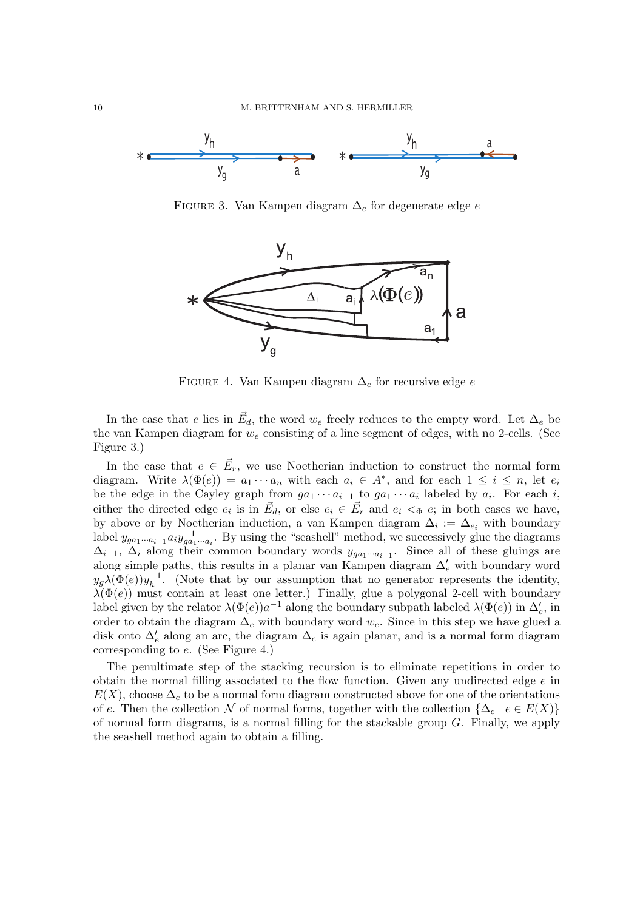FIGURE 3. Van Kampen diagram $\Delta_e$ for degenerate edge $e$

FIGURE 4. Van Kampen diagram $\Delta_e$ for recursive edge $e$

In the case that $e$ lies in $\vec{E}_d$, the word $w_e$ freely reduces to the empty word. Let $\Delta_e$ be the van Kampen diagram for $w_e$ consisting of a line segment of edges, with no 2-cells. (See Figure 3.)

In the case that $e \in \vec{E}_r$, we use Noetherian induction to construct the normal form diagram. Write $\lambda(\Phi(e)) = a_1 \cdots a_n$ with each $a_i \in A^*$, and for each $1 \leq i \leq n$, let $e_i$ be the edge in the Cayley graph from $ga_1 \cdots a_{i-1}$ to $ga_1 \cdots a_i$ labeled by $a_i$. For each $i$, either the directed edge $e_i$ is in $\vec{E}_d$, or else $e_i \in \vec{E}_r$ and $e_i <_\Phi e$; in both cases we have, by above or by Noetherian induction, a van Kampen diagram $\Delta_i := \Delta_{e_i}$ with boundary label $y_{ga_1 \cdots a_{i-1}} a_i y_{ga_1 \cdots a_i}^{-1}$. By using the "seashell" method, we successively glue the diagrams $\Delta_{i-1}$, $\Delta_i$ along their common boundary words $y_{ga_1 \cdots a_{i-1}}$. Since all of these gluings are along simple paths, this results in a planar van Kampen diagram $\Delta'_e$ with boundary word $y_g \lambda(\Phi(e)) y_h^{-1}$. (Note that by our assumption that no generator represents the identity, $\lambda(\Phi(e))$ must contain at least one letter.) Finally, glue a polygonal 2-cell with boundary label given by the relator $\lambda(\Phi(e))a^{-1}$ along the boundary subpath labeled $\lambda(\Phi(e))$ in $\Delta'_e$, in order to obtain the diagram $\Delta_e$ with boundary word $w_e$. Since in this step we have glued a disk onto $\Delta'_e$ along an arc, the diagram $\Delta_e$ is again planar, and is a normal form diagram corresponding to $e$. (See Figure 4.)

The penultimate step of the stacking recursion is to eliminate repetitions in order to obtain the normal filling associated to the flow function. Given any undirected edge $e$ in $E(X)$, choose $\Delta_e$ to be a normal form diagram constructed above for one of the orientations of $e$. Then the collection $\mathcal{N}$ of normal forms, together with the collection $\{\Delta_e \mid e \in E(X)\}$ of normal form diagrams, is a normal filling for the stackable group $G$. Finally, we apply the seashell method again to obtain a filling.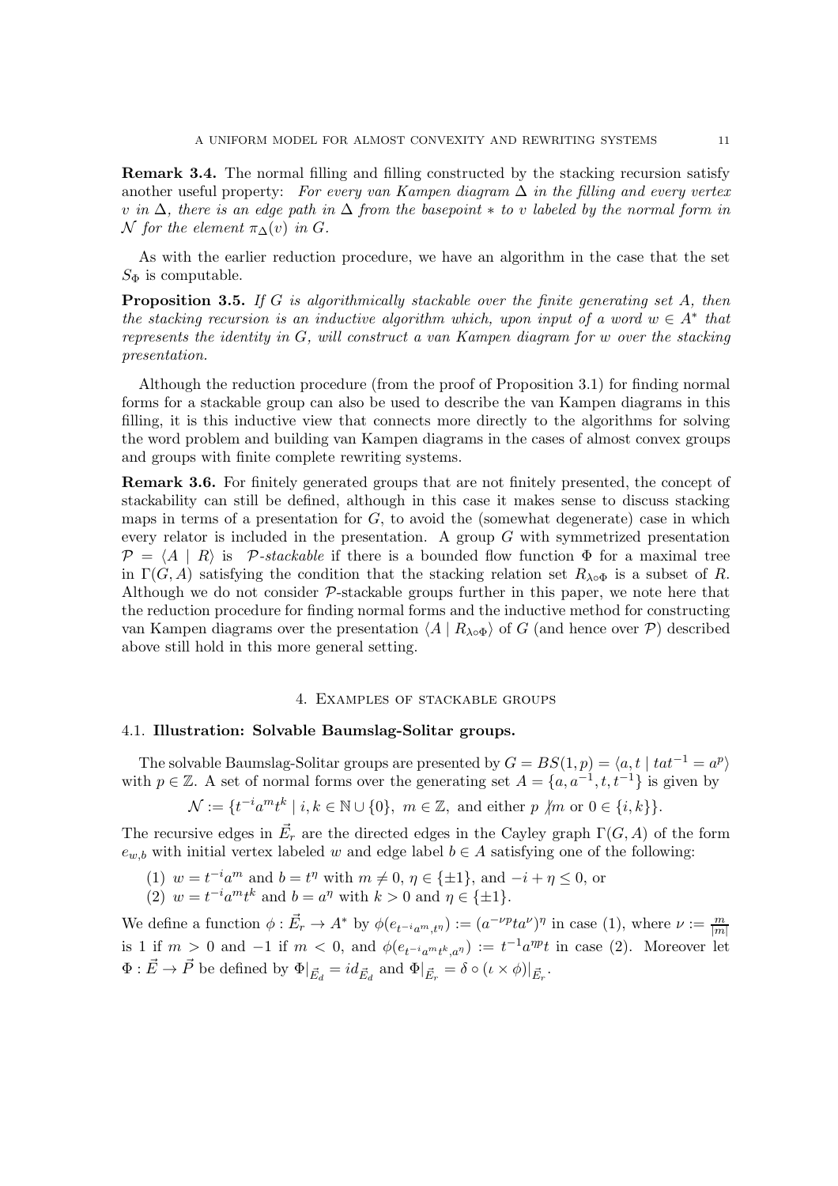**Remark 3.4.** The normal filling and filling constructed by the stacking recursion satisfy another useful property: *For every van Kampen diagram $\Delta$ in the filling and every vertex $v$ in $\Delta$, there is an edge path in $\Delta$ from the basepoint $*$ to $v$ labeled by the normal form in $\mathcal{N}$ for the element $\pi_\Delta(v)$ in $G$.*

As with the earlier reduction procedure, we have an algorithm in the case that the set $S_\Phi$ is computable.

**Proposition 3.5.** *If $G$ is algorithmically stackable over the finite generating set $A$, then the stacking recursion is an inductive algorithm which, upon input of a word $w \in A^*$ that represents the identity in $G$, will construct a van Kampen diagram for $w$ over the stacking presentation.*

Although the reduction procedure (from the proof of Proposition 3.1) for finding normal forms for a stackable group can also be used to describe the van Kampen diagrams in this filling, it is this inductive view that connects more directly to the algorithms for solving the word problem and building van Kampen diagrams in the cases of almost convex groups and groups with finite complete rewriting systems.

**Remark 3.6.** For finitely generated groups that are not finitely presented, the concept of stackability can still be defined, although in this case it makes sense to discuss stacking maps in terms of a presentation for $G$, to avoid the (somewhat degenerate) case in which every relator is included in the presentation. A group $G$ with symmetrized presentation $\mathcal{P} = \langle A \mid R \rangle$ is *$\mathcal{P}$-stackable* if there is a bounded flow function $\Phi$ for a maximal tree in $\Gamma(G, A)$ satisfying the condition that the stacking relation set $R_{\lambda \circ \Phi}$ is a subset of $R$. Although we do not consider $\mathcal{P}$-stackable groups further in this paper, we note here that the reduction procedure for finding normal forms and the inductive method for constructing van Kampen diagrams over the presentation $\langle A \mid R_{\lambda\circ\Phi} \rangle$ of $G$ (and hence over $\mathcal{P}$) described above still hold in this more general setting.

## 4. Examples of stackable groups

### 4.1. Illustration: Solvable Baumslag-Solitar groups.

The solvable Baumslag-Solitar groups are presented by $G = BS(1,p) = \langle a, t \mid tat^{-1} = a^p \rangle$ with $p \in \mathbb{Z}$. A set of normal forms over the generating set $A = \{a, a^{-1}, t, t^{-1}\}$ is given by

$$\mathcal{N} := \{t^{-i}a^m t^k \mid i, k \in \mathbb{N} \cup \{0\},\ m \in \mathbb{Z}, \text{ and either } p \nmid m \text{ or } 0 \in \{i, k\}\}.$$

The recursive edges in $\vec{E}_r$ are the directed edges in the Cayley graph $\Gamma(G, A)$ of the form $e_{w,b}$ with initial vertex labeled $w$ and edge label $b \in A$ satisfying one of the following:

(1) $w = t^{-i}a^m$ and $b = t^\eta$ with $m \neq 0$, $\eta \in \{\pm 1\}$, and $-i + \eta \leq 0$, or
(2) $w = t^{-i}a^m t^k$ and $b = a^\eta$ with $k > 0$ and $\eta \in \{\pm 1\}$.

We define a function $\phi : \vec{E}_r \to A^*$ by $\phi(e_{t^{-i}a^m, t^\eta}) := (a^{-\nu p} t a^\nu)^\eta$ in case (1), where $\nu := \frac{m}{|m|}$ is 1 if $m > 0$ and $-1$ if $m < 0$, and $\phi(e_{t^{-i}a^m t^k, a^\eta}) := t^{-1} a^{\eta p} t$ in case (2). Moreover let $\Phi : \vec{E} \to \vec{P}$ be defined by $\Phi|_{\vec{E}_d} = id_{\vec{E}_d}$ and $\Phi|_{\vec{E}_r} = \delta \circ (\iota \times \phi)|_{\vec{E}_r}$.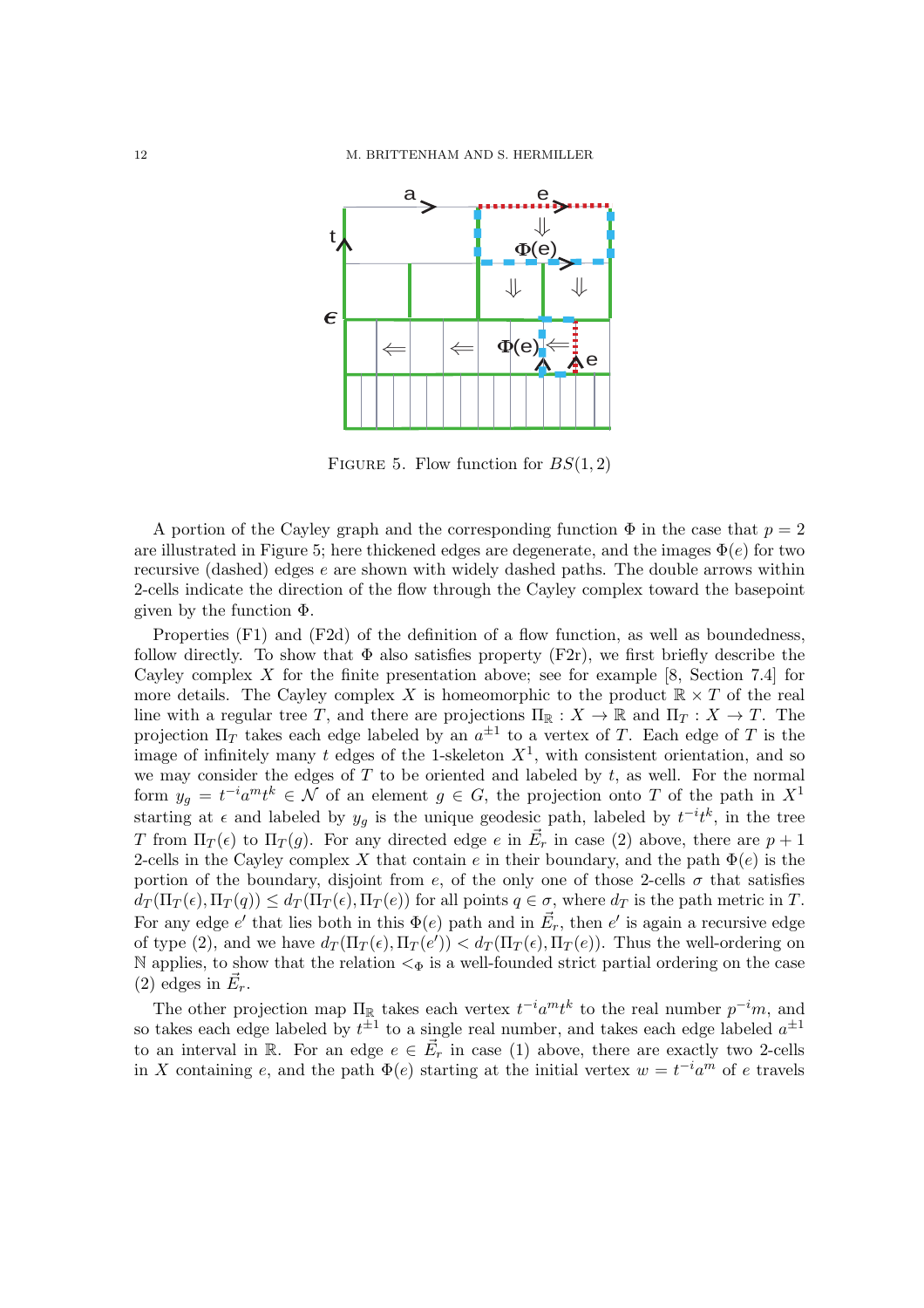Figure 5. Flow function for $BS(1, 2)$

A portion of the Cayley graph and the corresponding function $\Phi$ in the case that $p = 2$ are illustrated in Figure 5; here thickened edges are degenerate, and the images $\Phi(e)$ for two recursive (dashed) edges $e$ are shown with widely dashed paths. The double arrows within 2-cells indicate the direction of the flow through the Cayley complex toward the basepoint given by the function $\Phi$.

Properties (F1) and (F2d) of the definition of a flow function, as well as boundedness, follow directly. To show that $\Phi$ also satisfies property (F2r), we first briefly describe the Cayley complex $X$ for the finite presentation above; see for example [8, Section 7.4] for more details. The Cayley complex $X$ is homeomorphic to the product $\mathbb{R} \times T$ of the real line with a regular tree $T$, and there are projections $\Pi_{\mathbb{R}} : X \to \mathbb{R}$ and $\Pi_T : X \to T$. The projection $\Pi_T$ takes each edge labeled by an $a^{\pm 1}$ to a vertex of $T$. Each edge of $T$ is the image of infinitely many $t$ edges of the 1-skeleton $X^1$, with consistent orientation, and so we may consider the edges of $T$ to be oriented and labeled by $t$, as well. For the normal form $y_g = t^{-i}a^m t^k \in \mathcal{N}$ of an element $g \in G$, the projection onto $T$ of the path in $X^1$ starting at $\epsilon$ and labeled by $y_g$ is the unique geodesic path, labeled by $t^{-i}t^k$, in the tree $T$ from $\Pi_T(\epsilon)$ to $\Pi_T(g)$. For any directed edge $e$ in $\vec{E}_r$ in case (2) above, there are $p + 1$ 2-cells in the Cayley complex $X$ that contain $e$ in their boundary, and the path $\Phi(e)$ is the portion of the boundary, disjoint from $e$, of the only one of those 2-cells $\sigma$ that satisfies $d_T(\Pi_T(\epsilon), \Pi_T(q)) \leq d_T(\Pi_T(\epsilon), \Pi_T(e))$ for all points $q \in \sigma$, where $d_T$ is the path metric in $T$. For any edge $e'$ that lies both in this $\Phi(e)$ path and in $\vec{E}_r$, then $e'$ is again a recursive edge of type (2), and we have $d_T(\Pi_T(\epsilon), \Pi_T(e')) < d_T(\Pi_T(\epsilon), \Pi_T(e))$. Thus the well-ordering on $\mathbb{N}$ applies, to show that the relation $<_\Phi$ is a well-founded strict partial ordering on the case (2) edges in $\vec{E}_r$.

The other projection map $\Pi_{\mathbb{R}}$ takes each vertex $t^{-i}a^m t^k$ to the real number $p^{-i}m$, and so takes each edge labeled by $t^{\pm 1}$ to a single real number, and takes each edge labeled $a^{\pm 1}$ to an interval in $\mathbb{R}$. For an edge $e \in \vec{E}_r$ in case (1) above, there are exactly two 2-cells in $X$ containing $e$, and the path $\Phi(e)$ starting at the initial vertex $w = t^{-i}a^m$ of $e$ travels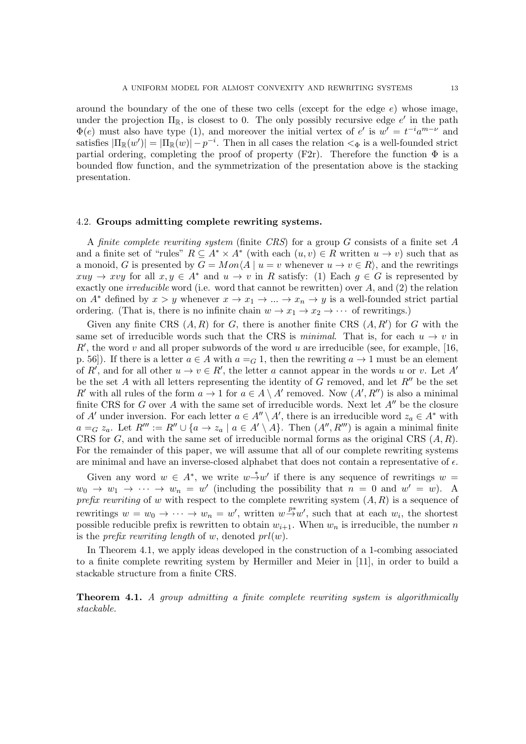around the boundary of the one of these two cells (except for the edge $e$) whose image, under the projection $\Pi_{\mathbb{R}}$, is closest to 0. The only possibly recursive edge $e'$ in the path $\Phi(e)$ must also have type (1), and moreover the initial vertex of $e'$ is $w' = t^{-i}a^{m-\nu}$ and satisfies $|\Pi_{\mathbb{R}}(w')| = |\Pi_{\mathbb{R}}(w)| - p^{-i}$. Then in all cases the relation $<_\Phi$ is a well-founded strict partial ordering, completing the proof of property (F2r). Therefore the function $\Phi$ is a bounded flow function, and the symmetrization of the presentation above is the stacking presentation.

### 4.2. Groups admitting complete rewriting systems.

A *finite complete rewriting system* (finite *CRS*) for a group $G$ consists of a finite set $A$ and a finite set of "rules" $R \subseteq A^* \times A^*$ (with each $(u,v) \in R$ written $u \to v$) such that as a monoid, $G$ is presented by $G = Mon\langle A \mid u = v \text{ whenever } u \to v \in R\rangle$, and the rewritings $xuy \to xvy$ for all $x, y \in A^*$ and $u \to v$ in $R$ satisfy: (1) Each $g \in G$ is represented by exactly one *irreducible* word (i.e. word that cannot be rewritten) over $A$, and (2) the relation on $A^*$ defined by $x > y$ whenever $x \to x_1 \to ... \to x_n \to y$ is a well-founded strict partial ordering. (That is, there is no infinite chain $w \to x_1 \to x_2 \to \cdots$ of rewritings.)

Given any finite CRS $(A,R)$ for $G$, there is another finite CRS $(A,R')$ for $G$ with the same set of irreducible words such that the CRS is *minimal*. That is, for each $u \to v$ in $R'$, the word $v$ and all proper subwords of the word $u$ are irreducible (see, for example, [16, p. 56]). If there is a letter $a \in A$ with $a =_G 1$, then the rewriting $a \to 1$ must be an element of $R'$, and for all other $u \to v \in R'$, the letter $a$ cannot appear in the words $u$ or $v$. Let $A'$ be the set $A$ with all letters representing the identity of $G$ removed, and let $R''$ be the set $R'$ with all rules of the form $a \to 1$ for $a \in A \setminus A'$ removed. Now $(A', R'')$ is also a minimal finite CRS for $G$ over $A$ with the same set of irreducible words. Next let $A''$ be the closure of $A'$ under inversion. For each letter $a \in A'' \setminus A'$, there is an irreducible word $z_a \in A^*$ with $a =_G z_a$. Let $R''' := R'' \cup \{a \to z_a \mid a \in A' \setminus A\}$. Then $(A'', R''')$ is again a minimal finite CRS for $G$, and with the same set of irreducible normal forms as the original CRS $(A,R)$. For the remainder of this paper, we will assume that all of our complete rewriting systems are minimal and have an inverse-closed alphabet that does not contain a representative of $\epsilon$.

Given any word $w \in A^*$, we write $w \overset{*}{\to} w'$ if there is any sequence of rewritings $w = w_0 \to w_1 \to \cdots \to w_n = w'$ (including the possibility that $n = 0$ and $w' = w$). A *prefix rewriting* of $w$ with respect to the complete rewriting system $(A,R)$ is a sequence of rewritings $w = w_0 \to \cdots \to w_n = w'$, written $w \overset{p*}{\to} w'$, such that at each $w_i$, the shortest possible reducible prefix is rewritten to obtain $w_{i+1}$. When $w_n$ is irreducible, the number $n$ is the *prefix rewriting length* of $w$, denoted $prl(w)$.

In Theorem 4.1, we apply ideas developed in the construction of a 1-combing associated to a finite complete rewriting system by Hermiller and Meier in [11], in order to build a stackable structure from a finite CRS.

**Theorem 4.1.** *A group admitting a finite complete rewriting system is algorithmically stackable.*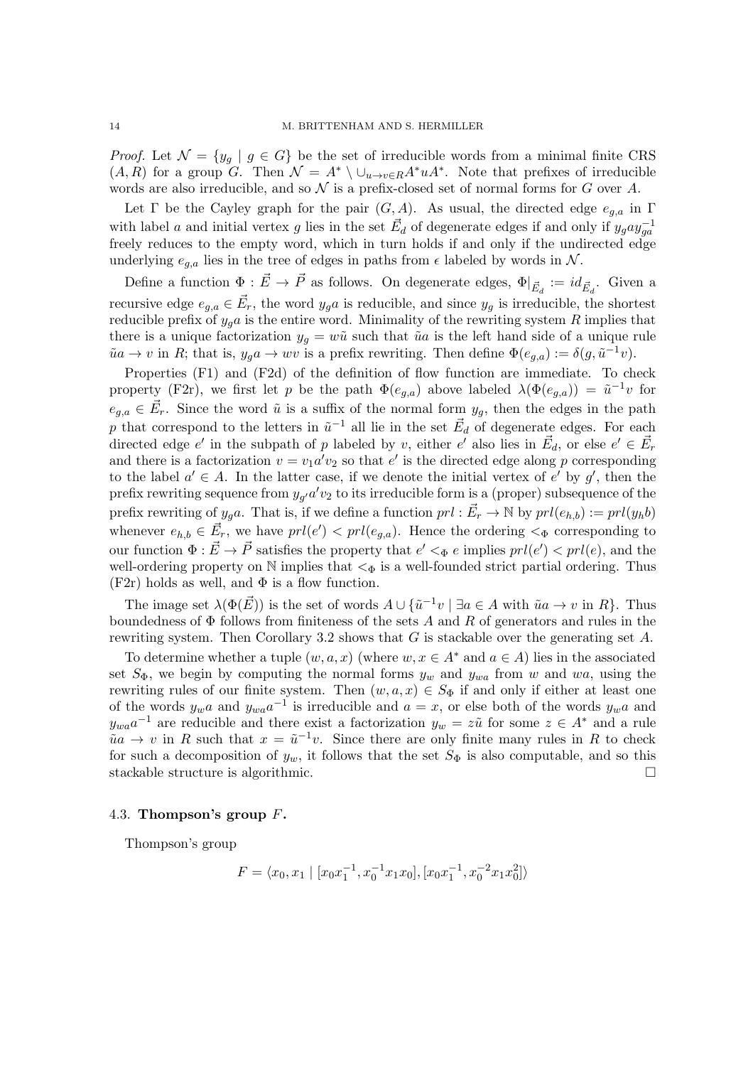*Proof.* Let $\mathcal{N} = \{y_g \mid g \in G\}$ be the set of irreducible words from a minimal finite CRS $(A, R)$ for a group $G$. Then $\mathcal{N} = A^* \setminus \cup_{u \to v \in R} A^* u A^*$. Note that prefixes of irreducible words are also irreducible, and so $\mathcal{N}$ is a prefix-closed set of normal forms for $G$ over $A$.

Let $\Gamma$ be the Cayley graph for the pair $(G, A)$. As usual, the directed edge $e_{g,a}$ in $\Gamma$ with label $a$ and initial vertex $g$ lies in the set $\vec{E}_d$ of degenerate edges if and only if $y_g a y_{ga}^{-1}$ freely reduces to the empty word, which in turn holds if and only if the undirected edge underlying $e_{g,a}$ lies in the tree of edges in paths from $\epsilon$ labeled by words in $\mathcal{N}$.

Define a function $\Phi : \vec{E} \to \vec{P}$ as follows. On degenerate edges, $\Phi|_{\vec{E}_d} := id_{\vec{E}_d}$. Given a recursive edge $e_{g,a} \in \vec{E}_r$, the word $y_g a$ is reducible, and since $y_g$ is irreducible, the shortest reducible prefix of $y_g a$ is the entire word. Minimality of the rewriting system $R$ implies that there is a unique factorization $y_g = w\tilde{u}$ such that $\tilde{u}a$ is the left hand side of a unique rule $\tilde{u}a \to v$ in $R$; that is, $y_g a \to wv$ is a prefix rewriting. Then define $\Phi(e_{g,a}) := \delta(g, \tilde{u}^{-1}v)$.

Properties (F1) and (F2d) of the definition of flow function are immediate. To check property (F2r), we first let $p$ be the path $\Phi(e_{g,a})$ above labeled $\lambda(\Phi(e_{g,a})) = \tilde{u}^{-1}v$ for $e_{g,a} \in \vec{E}_r$. Since the word $\tilde{u}$ is a suffix of the normal form $y_g$, then the edges in the path $p$ that correspond to the letters in $\tilde{u}^{-1}$ all lie in the set $\vec{E}_d$ of degenerate edges. For each directed edge $e'$ in the subpath of $p$ labeled by $v$, either $e'$ also lies in $\vec{E}_d$, or else $e' \in \vec{E}_r$ and there is a factorization $v = v_1 a' v_2$ so that $e'$ is the directed edge along $p$ corresponding to the label $a' \in A$. In the latter case, if we denote the initial vertex of $e'$ by $g'$, then the prefix rewriting sequence from $y_{g'} a' v_2$ to its irreducible form is a (proper) subsequence of the prefix rewriting of $y_g a$. That is, if we define a function $prl : \vec{E}_r \to \mathbb{N}$ by $prl(e_{h,b}) := prl(y_h b)$ whenever $e_{h,b} \in \vec{E}_r$, we have $prl(e') < prl(e_{g,a})$. Hence the ordering $<_\Phi$ corresponding to our function $\Phi : \vec{E} \to \vec{P}$ satisfies the property that $e' <_\Phi e$ implies $prl(e') < prl(e)$, and the well-ordering property on $\mathbb{N}$ implies that $<_\Phi$ is a well-founded strict partial ordering. Thus (F2r) holds as well, and $\Phi$ is a flow function.

The image set $\lambda(\Phi(\vec{E}))$ is the set of words $A \cup \{\tilde{u}^{-1}v \mid \exists a \in A \text{ with } \tilde{u}a \to v \text{ in } R\}$. Thus boundedness of $\Phi$ follows from finiteness of the sets $A$ and $R$ of generators and rules in the rewriting system. Then Corollary 3.2 shows that $G$ is stackable over the generating set $A$.

To determine whether a tuple $(w, a, x)$ (where $w, x \in A^*$ and $a \in A$) lies in the associated set $S_\Phi$, we begin by computing the normal forms $y_w$ and $y_{wa}$ from $w$ and $wa$, using the rewriting rules of our finite system. Then $(w, a, x) \in S_\Phi$ if and only if either at least one of the words $y_w a$ and $y_{wa} a^{-1}$ is irreducible and $a = x$, or else both of the words $y_w a$ and $y_{wa} a^{-1}$ are reducible and there exist a factorization $y_w = z\tilde{u}$ for some $z \in A^*$ and a rule $\tilde{u}a \to v$ in $R$ such that $x = \tilde{u}^{-1}v$. Since there are only finite many rules in $R$ to check for such a decomposition of $y_w$, it follows that the set $S_\Phi$ is also computable, and so this stackable structure is algorithmic. $\square$

### 4.3. Thompson's group $F$.

Thompson's group

$$F = \langle x_0, x_1 \mid [x_0 x_1^{-1}, x_0^{-1} x_1 x_0], [x_0 x_1^{-1}, x_0^{-2} x_1 x_0^2] \rangle$$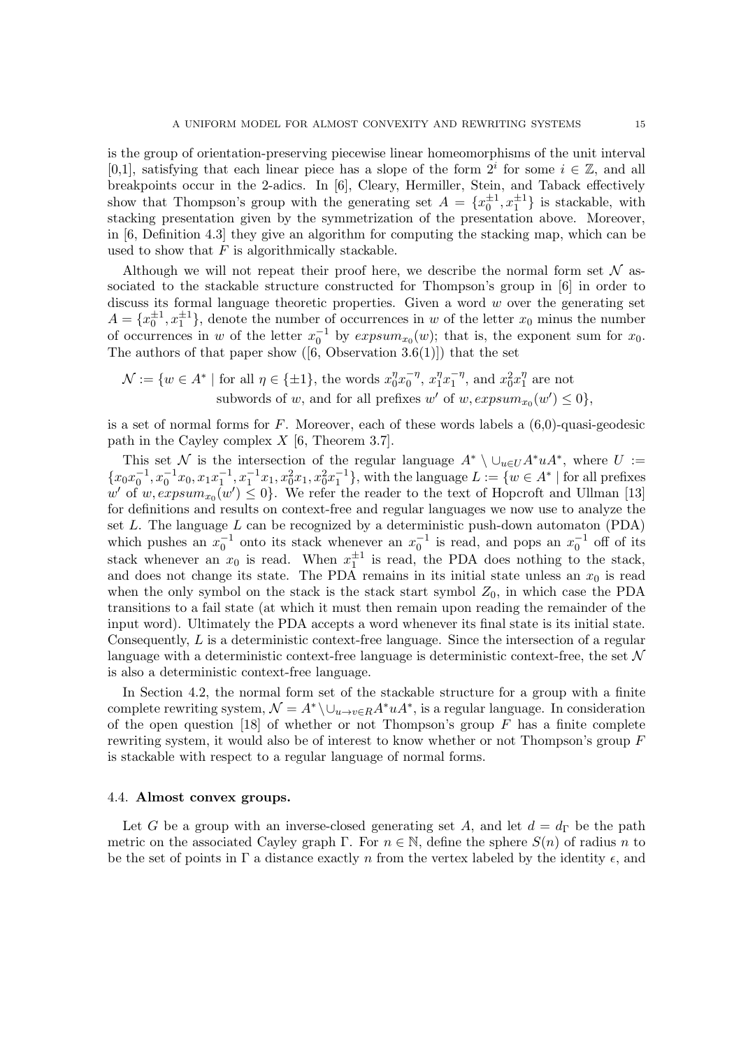is the group of orientation-preserving piecewise linear homeomorphisms of the unit interval [0,1], satisfying that each linear piece has a slope of the form $2^i$ for some $i \in \mathbb{Z}$, and all breakpoints occur in the 2-adics. In [6], Cleary, Hermiller, Stein, and Taback effectively show that Thompson's group with the generating set $A = \{x_0^{\pm 1}, x_1^{\pm 1}\}$ is stackable, with stacking presentation given by the symmetrization of the presentation above. Moreover, in [6, Definition 4.3] they give an algorithm for computing the stacking map, which can be used to show that $F$ is algorithmically stackable.

Although we will not repeat their proof here, we describe the normal form set $\mathcal{N}$ associated to the stackable structure constructed for Thompson's group in [6] in order to discuss its formal language theoretic properties. Given a word $w$ over the generating set $A = \{x_0^{\pm 1}, x_1^{\pm 1}\}$, denote the number of occurrences in $w$ of the letter $x_0$ minus the number of occurrences in $w$ of the letter $x_0^{-1}$ by $expsum_{x_0}(w)$; that is, the exponent sum for $x_0$. The authors of that paper show ([6, Observation 3.6(1)]) that the set

$$\mathcal{N} := \{w \in A^* \mid \text{for all } \eta \in \{\pm 1\}, \text{ the words } x_0^\eta x_0^{-\eta},\ x_1^\eta x_1^{-\eta}, \text{ and } x_0^2 x_1^\eta \text{ are not subwords of } w, \text{ and for all prefixes } w' \text{ of } w, expsum_{x_0}(w') \leq 0\},$$

is a set of normal forms for $F$. Moreover, each of these words labels a (6,0)-quasi-geodesic path in the Cayley complex $X$ [6, Theorem 3.7].

This set $\mathcal{N}$ is the intersection of the regular language $A^* \setminus \cup_{u \in U} A^* u A^*$, where $U := \{x_0 x_0^{-1}, x_0^{-1} x_0, x_1 x_1^{-1}, x_1^{-1} x_1, x_0^2 x_1, x_0^2 x_1^{-1}\}$, with the language $L := \{w \in A^* \mid$ for all prefixes $w'$ of $w, expsum_{x_0}(w') \leq 0\}$. We refer the reader to the text of Hopcroft and Ullman [13] for definitions and results on context-free and regular languages we now use to analyze the set $L$. The language $L$ can be recognized by a deterministic push-down automaton (PDA) which pushes an $x_0^{-1}$ onto its stack whenever an $x_0^{-1}$ is read, and pops an $x_0^{-1}$ off of its stack whenever an $x_0$ is read. When $x_1^{\pm 1}$ is read, the PDA does nothing to the stack, and does not change its state. The PDA remains in its initial state unless an $x_0$ is read when the only symbol on the stack is the stack start symbol $Z_0$, in which case the PDA transitions to a fail state (at which it must then remain upon reading the remainder of the input word). Ultimately the PDA accepts a word whenever its final state is its initial state. Consequently, $L$ is a deterministic context-free language. Since the intersection of a regular language with a deterministic context-free language is deterministic context-free, the set $\mathcal{N}$ is also a deterministic context-free language.

In Section 4.2, the normal form set of the stackable structure for a group with a finite complete rewriting system, $\mathcal{N} = A^* \setminus \cup_{u \to v \in R} A^* u A^*$, is a regular language. In consideration of the open question [18] of whether or not Thompson's group $F$ has a finite complete rewriting system, it would also be of interest to know whether or not Thompson's group $F$ is stackable with respect to a regular language of normal forms.

### 4.4. **Almost convex groups.**

Let $G$ be a group with an inverse-closed generating set $A$, and let $d = d_\Gamma$ be the path metric on the associated Cayley graph $\Gamma$. For $n \in \mathbb{N}$, define the sphere $S(n)$ of radius $n$ to be the set of points in $\Gamma$ a distance exactly $n$ from the vertex labeled by the identity $\epsilon$, and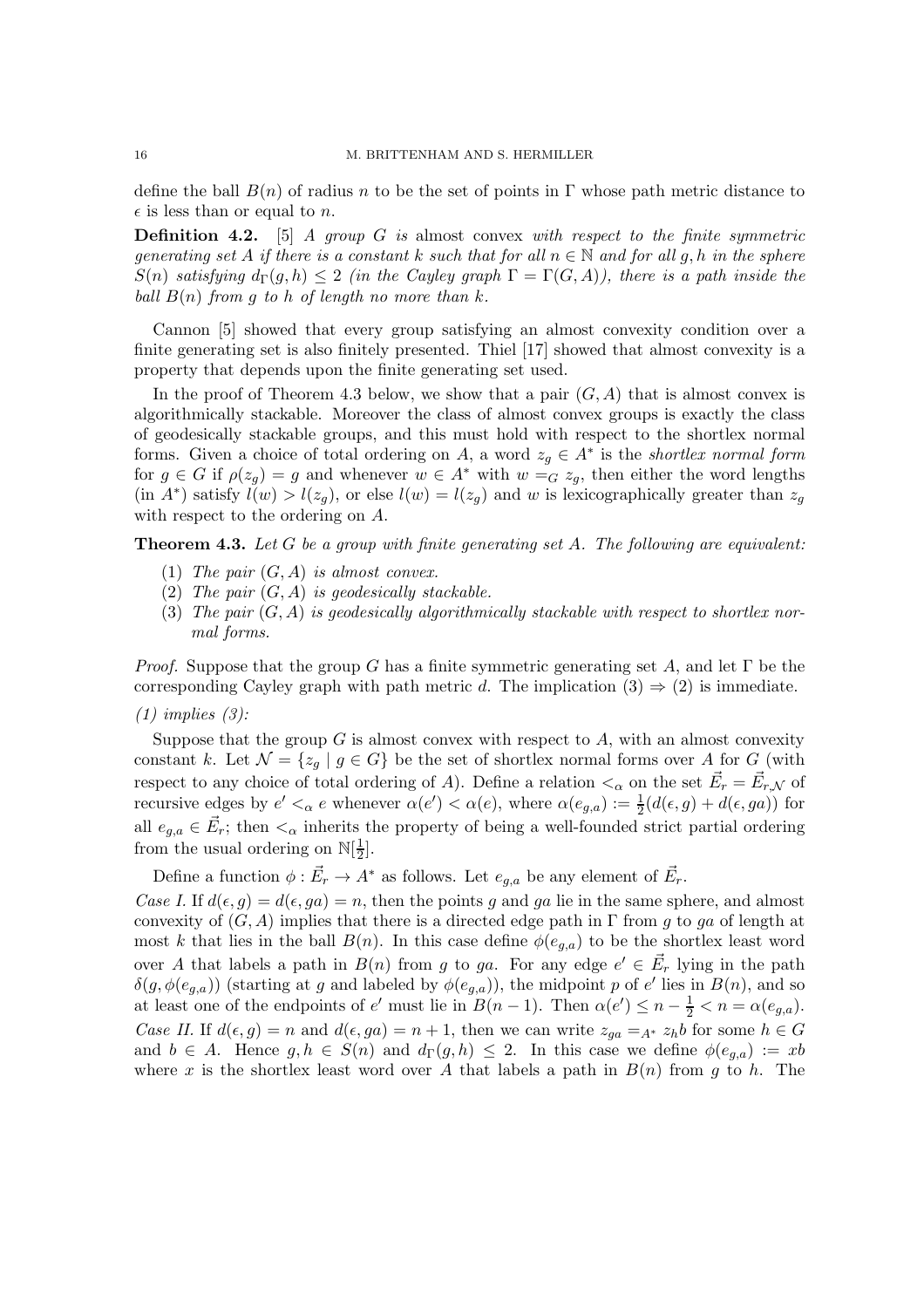define the ball $B(n)$ of radius $n$ to be the set of points in $\Gamma$ whose path metric distance to $\epsilon$ is less than or equal to $n$.

**Definition 4.2.** [5] *A group $G$ is* almost convex *with respect to the finite symmetric generating set $A$ if there is a constant $k$ such that for all $n \in \mathbb{N}$ and for all $g, h$ in the sphere $S(n)$ satisfying $d_\Gamma(g,h) \leq 2$ (in the Cayley graph $\Gamma = \Gamma(G,A)$), there is a path inside the ball $B(n)$ from $g$ to $h$ of length no more than $k$.*

Cannon [5] showed that every group satisfying an almost convexity condition over a finite generating set is also finitely presented. Thiel [17] showed that almost convexity is a property that depends upon the finite generating set used.

In the proof of Theorem 4.3 below, we show that a pair $(G,A)$ that is almost convex is algorithmically stackable. Moreover the class of almost convex groups is exactly the class of geodesically stackable groups, and this must hold with respect to the shortlex normal forms. Given a choice of total ordering on $A$, a word $z_g \in A^*$ is the *shortlex normal form* for $g \in G$ if $\rho(z_g) = g$ and whenever $w \in A^*$ with $w =_G z_g$, then either the word lengths (in $A^*$) satisfy $l(w) > l(z_g)$, or else $l(w) = l(z_g)$ and $w$ is lexicographically greater than $z_g$ with respect to the ordering on $A$.

**Theorem 4.3.** *Let $G$ be a group with finite generating set $A$. The following are equivalent:*

1. *The pair $(G,A)$ is almost convex.*
2. *The pair $(G,A)$ is geodesically stackable.*
3. *The pair $(G,A)$ is geodesically algorithmically stackable with respect to shortlex normal forms.*

*Proof.* Suppose that the group $G$ has a finite symmetric generating set $A$, and let $\Gamma$ be the corresponding Cayley graph with path metric $d$. The implication $(3) \Rightarrow (2)$ is immediate.

*(1) implies (3):*

Suppose that the group $G$ is almost convex with respect to $A$, with an almost convexity constant $k$. Let $\mathcal{N} = \{z_g \mid g \in G\}$ be the set of shortlex normal forms over $A$ for $G$ (with respect to any choice of total ordering of $A$). Define a relation $<_\alpha$ on the set $\vec{E}_r = \vec{E}_{r,\mathcal{N}}$ of recursive edges by $e' <_\alpha e$ whenever $\alpha(e') < \alpha(e)$, where $\alpha(e_{g,a}) := \frac{1}{2}(d(\epsilon, g) + d(\epsilon, ga))$ for all $e_{g,a} \in \vec{E}_r$; then $<_\alpha$ inherits the property of being a well-founded strict partial ordering from the usual ordering on $\mathbb{N}[\frac{1}{2}]$.

Define a function $\phi : \vec{E}_r \to A^*$ as follows. Let $e_{g,a}$ be any element of $\vec{E}_r$.

*Case I.* If $d(\epsilon, g) = d(\epsilon, ga) = n$, then the points $g$ and $ga$ lie in the same sphere, and almost convexity of $(G,A)$ implies that there is a directed edge path in $\Gamma$ from $g$ to $ga$ of length at most $k$ that lies in the ball $B(n)$. In this case define $\phi(e_{g,a})$ to be the shortlex least word over $A$ that labels a path in $B(n)$ from $g$ to $ga$. For any edge $e' \in \vec{E}_r$ lying in the path $\delta(g, \phi(e_{g,a}))$ (starting at $g$ and labeled by $\phi(e_{g,a})$), the midpoint $p$ of $e'$ lies in $B(n)$, and so at least one of the endpoints of $e'$ must lie in $B(n-1)$. Then $\alpha(e') \leq n - \frac{1}{2} < n = \alpha(e_{g,a})$.

*Case II.* If $d(\epsilon, g) = n$ and $d(\epsilon, ga) = n+1$, then we can write $z_{ga} =_{A^*} z_h b$ for some $h \in G$ and $b \in A$. Hence $g, h \in S(n)$ and $d_\Gamma(g,h) \leq 2$. In this case we define $\phi(e_{g,a}) := xb$ where $x$ is the shortlex least word over $A$ that labels a path in $B(n)$ from $g$ to $h$. The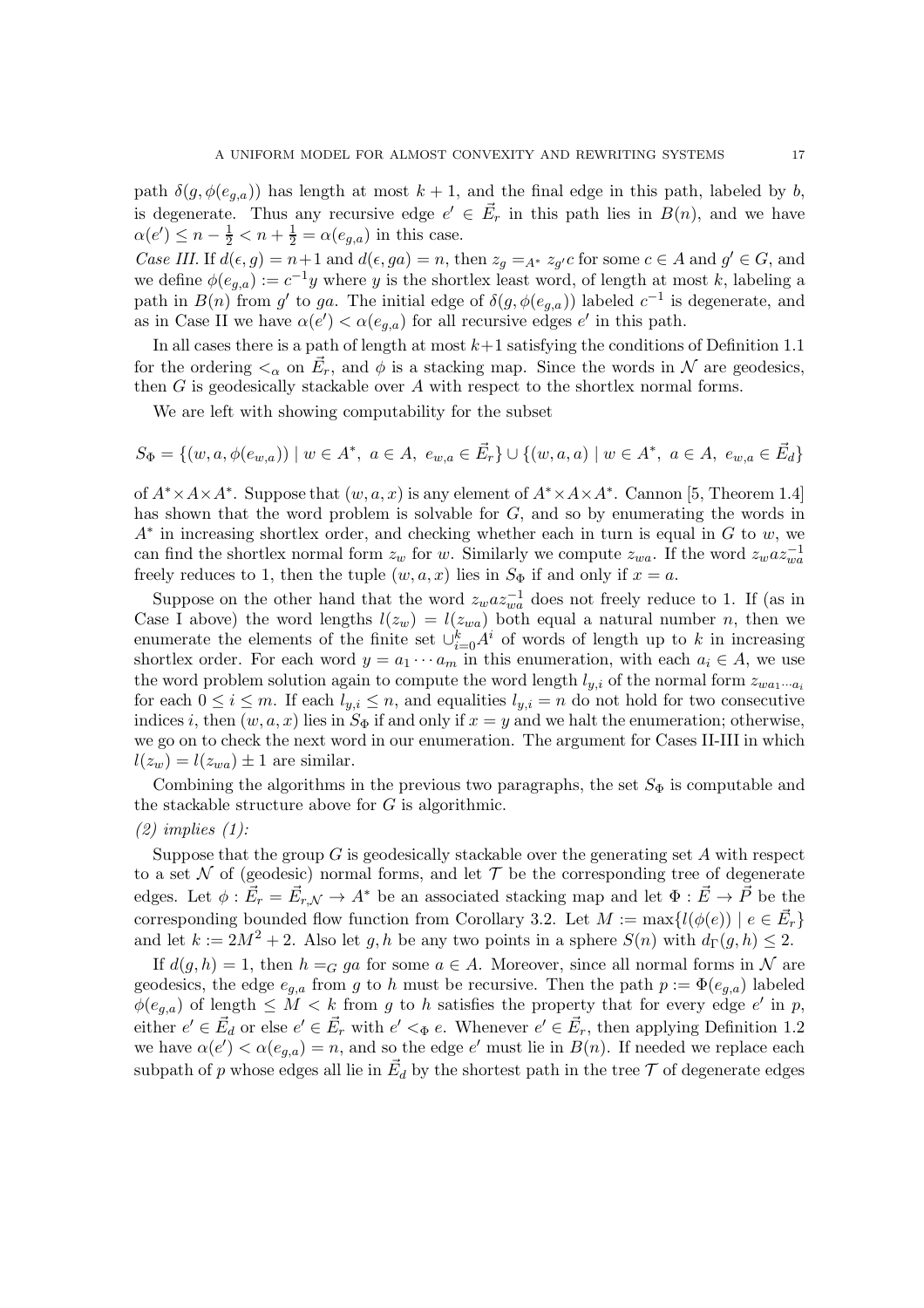path $\delta(g, \phi(e_{g,a}))$ has length at most $k+1$, and the final edge in this path, labeled by $b$, is degenerate. Thus any recursive edge $e' \in \vec{E}_r$ in this path lies in $B(n)$, and we have $\alpha(e') \le n - \frac{1}{2} < n + \frac{1}{2} = \alpha(e_{g,a})$ in this case.

*Case III.* If $d(\epsilon, g) = n+1$ and $d(\epsilon, ga) = n$, then $z_g =_{A^*} z_{g'}c$ for some $c \in A$ and $g' \in G$, and we define $\phi(e_{g,a}) := c^{-1}y$ where $y$ is the shortlex least word, of length at most $k$, labeling a path in $B(n)$ from $g'$ to $ga$. The initial edge of $\delta(g, \phi(e_{g,a}))$ labeled $c^{-1}$ is degenerate, and as in Case II we have $\alpha(e') < \alpha(e_{g,a})$ for all recursive edges $e'$ in this path.

In all cases there is a path of length at most $k+1$ satisfying the conditions of Definition 1.1 for the ordering $<_\alpha$ on $\vec{E}_r$, and $\phi$ is a stacking map. Since the words in $\mathcal{N}$ are geodesics, then $G$ is geodesically stackable over $A$ with respect to the shortlex normal forms.

We are left with showing computability for the subset

$$S_\Phi = \{(w, a, \phi(e_{w,a})) \mid w \in A^*,\ a \in A,\ e_{w,a} \in \vec{E}_r\} \cup \{(w, a, a) \mid w \in A^*,\ a \in A,\ e_{w,a} \in \vec{E}_d\}$$

of $A^* \times A \times A^*$. Suppose that $(w, a, x)$ is any element of $A^* \times A \times A^*$. Cannon [5, Theorem 1.4] has shown that the word problem is solvable for $G$, and so by enumerating the words in $A^*$ in increasing shortlex order, and checking whether each in turn is equal in $G$ to $w$, we can find the shortlex normal form $z_w$ for $w$. Similarly we compute $z_{wa}$. If the word $z_w a z_{wa}^{-1}$ freely reduces to 1, then the tuple $(w, a, x)$ lies in $S_\Phi$ if and only if $x = a$.

Suppose on the other hand that the word $z_w a z_{wa}^{-1}$ does not freely reduce to 1. If (as in Case I above) the word lengths $l(z_w) = l(z_{wa})$ both equal a natural number $n$, then we enumerate the elements of the finite set $\cup_{i=0}^k A^i$ of words of length up to $k$ in increasing shortlex order. For each word $y = a_1 \cdots a_m$ in this enumeration, with each $a_i \in A$, we use the word problem solution again to compute the word length $l_{y,i}$ of the normal form $z_{wa_1 \cdots a_i}$ for each $0 \le i \le m$. If each $l_{y,i} \le n$, and equalities $l_{y,i} = n$ do not hold for two consecutive indices $i$, then $(w, a, x)$ lies in $S_\Phi$ if and only if $x = y$ and we halt the enumeration; otherwise, we go on to check the next word in our enumeration. The argument for Cases II-III in which $l(z_w) = l(z_{wa}) \pm 1$ are similar.

Combining the algorithms in the previous two paragraphs, the set $S_\Phi$ is computable and the stackable structure above for $G$ is algorithmic.

*(2) implies (1):*

Suppose that the group $G$ is geodesically stackable over the generating set $A$ with respect to a set $\mathcal{N}$ of (geodesic) normal forms, and let $\mathcal{T}$ be the corresponding tree of degenerate edges. Let $\phi : \vec{E}_r = \vec{E}_{r,\mathcal{N}} \to A^*$ be an associated stacking map and let $\Phi : \vec{E} \to \vec{P}$ be the corresponding bounded flow function from Corollary 3.2. Let $M := \max\{l(\phi(e)) \mid e \in \vec{E}_r\}$ and let $k := 2M^2 + 2$. Also let $g, h$ be any two points in a sphere $S(n)$ with $d_\Gamma(g, h) \le 2$.

If $d(g, h) = 1$, then $h =_G ga$ for some $a \in A$. Moreover, since all normal forms in $\mathcal{N}$ are geodesics, the edge $e_{g,a}$ from $g$ to $h$ must be recursive. Then the path $p := \Phi(e_{g,a})$ labeled $\phi(e_{g,a})$ of length $\le M < k$ from $g$ to $h$ satisfies the property that for every edge $e'$ in $p$, either $e' \in \vec{E}_d$ or else $e' \in \vec{E}_r$ with $e' <_\Phi e$. Whenever $e' \in \vec{E}_r$, then applying Definition 1.2 we have $\alpha(e') < \alpha(e_{g,a}) = n$, and so the edge $e'$ must lie in $B(n)$. If needed we replace each subpath of $p$ whose edges all lie in $\vec{E}_d$ by the shortest path in the tree $\mathcal{T}$ of degenerate edges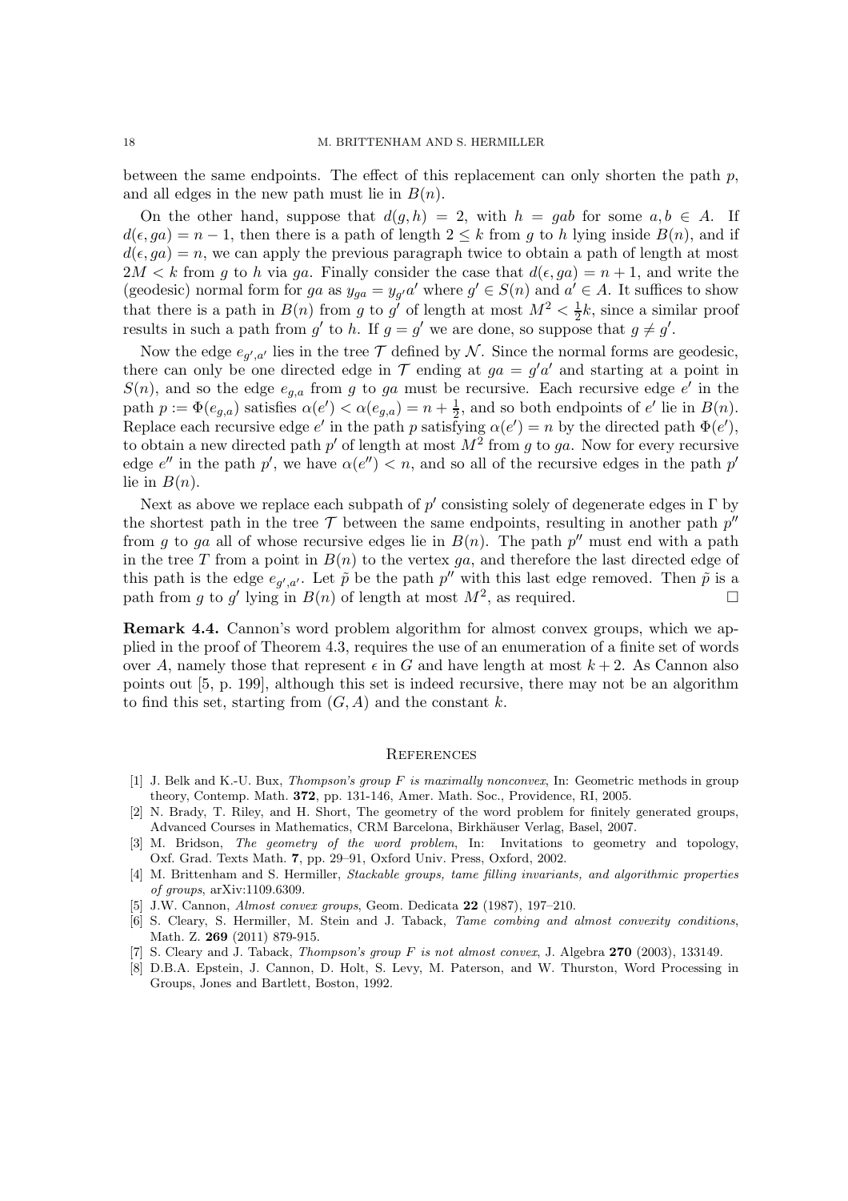between the same endpoints. The effect of this replacement can only shorten the path $p$, and all edges in the new path must lie in $B(n)$.

On the other hand, suppose that $d(g,h) = 2$, with $h = gab$ for some $a,b \in A$. If $d(\epsilon, ga) = n-1$, then there is a path of length $2 \leq k$ from $g$ to $h$ lying inside $B(n)$, and if $d(\epsilon, ga) = n$, we can apply the previous paragraph twice to obtain a path of length at most $2M < k$ from $g$ to $h$ via $ga$. Finally consider the case that $d(\epsilon, ga) = n+1$, and write the (geodesic) normal form for $ga$ as $y_{ga} = y_{g'}a'$ where $g' \in S(n)$ and $a' \in A$. It suffices to show that there is a path in $B(n)$ from $g$ to $g'$ of length at most $M^2 < \frac{1}{2}k$, since a similar proof results in such a path from $g'$ to $h$. If $g = g'$ we are done, so suppose that $g \neq g'$.

Now the edge $e_{g',a'}$ lies in the tree $\mathcal{T}$ defined by $\mathcal{N}$. Since the normal forms are geodesic, there can only be one directed edge in $\mathcal{T}$ ending at $ga = g'a'$ and starting at a point in $S(n)$, and so the edge $e_{g,a}$ from $g$ to $ga$ must be recursive. Each recursive edge $e'$ in the path $p := \Phi(e_{g,a})$ satisfies $\alpha(e') < \alpha(e_{g,a}) = n + \frac{1}{2}$, and so both endpoints of $e'$ lie in $B(n)$. Replace each recursive edge $e'$ in the path $p$ satisfying $\alpha(e') = n$ by the directed path $\Phi(e')$, to obtain a new directed path $p'$ of length at most $M^2$ from $g$ to $ga$. Now for every recursive edge $e''$ in the path $p'$, we have $\alpha(e'') < n$, and so all of the recursive edges in the path $p'$ lie in $B(n)$.

Next as above we replace each subpath of $p'$ consisting solely of degenerate edges in $\Gamma$ by the shortest path in the tree $\mathcal{T}$ between the same endpoints, resulting in another path $p''$ from $g$ to $ga$ all of whose recursive edges lie in $B(n)$. The path $p''$ must end with a path in the tree $T$ from a point in $B(n)$ to the vertex $ga$, and therefore the last directed edge of this path is the edge $e_{g',a'}$. Let $\tilde{p}$ be the path $p''$ with this last edge removed. Then $\tilde{p}$ is a path from $g$ to $g'$ lying in $B(n)$ of length at most $M^2$, as required. $\square$

**Remark 4.4.** Cannon's word problem algorithm for almost convex groups, which we applied in the proof of Theorem 4.3, requires the use of an enumeration of a finite set of words over $A$, namely those that represent $\epsilon$ in $G$ and have length at most $k+2$. As Cannon also points out [5, p. 199], although this set is indeed recursive, there may not be an algorithm to find this set, starting from $(G, A)$ and the constant $k$.

## References

[1] J. Belk and K.-U. Bux, *Thompson's group F is maximally nonconvex*, In: Geometric methods in group theory, Contemp. Math. **372**, pp. 131-146, Amer. Math. Soc., Providence, RI, 2005.

[2] N. Brady, T. Riley, and H. Short, The geometry of the word problem for finitely generated groups, Advanced Courses in Mathematics, CRM Barcelona, Birkhäuser Verlag, Basel, 2007.

[3] M. Bridson, *The geometry of the word problem*, In: Invitations to geometry and topology, Oxf. Grad. Texts Math. **7**, pp. 29–91, Oxford Univ. Press, Oxford, 2002.

[4] M. Brittenham and S. Hermiller, *Stackable groups, tame filling invariants, and algorithmic properties of groups*, arXiv:1109.6309.

[5] J.W. Cannon, *Almost convex groups*, Geom. Dedicata **22** (1987), 197–210.

[6] S. Cleary, S. Hermiller, M. Stein and J. Taback, *Tame combing and almost convexity conditions*, Math. Z. **269** (2011) 879-915.

[7] S. Cleary and J. Taback, *Thompson's group F is not almost convex*, J. Algebra **270** (2003), 133149.

[8] D.B.A. Epstein, J. Cannon, D. Holt, S. Levy, M. Paterson, and W. Thurston, Word Processing in Groups, Jones and Bartlett, Boston, 1992.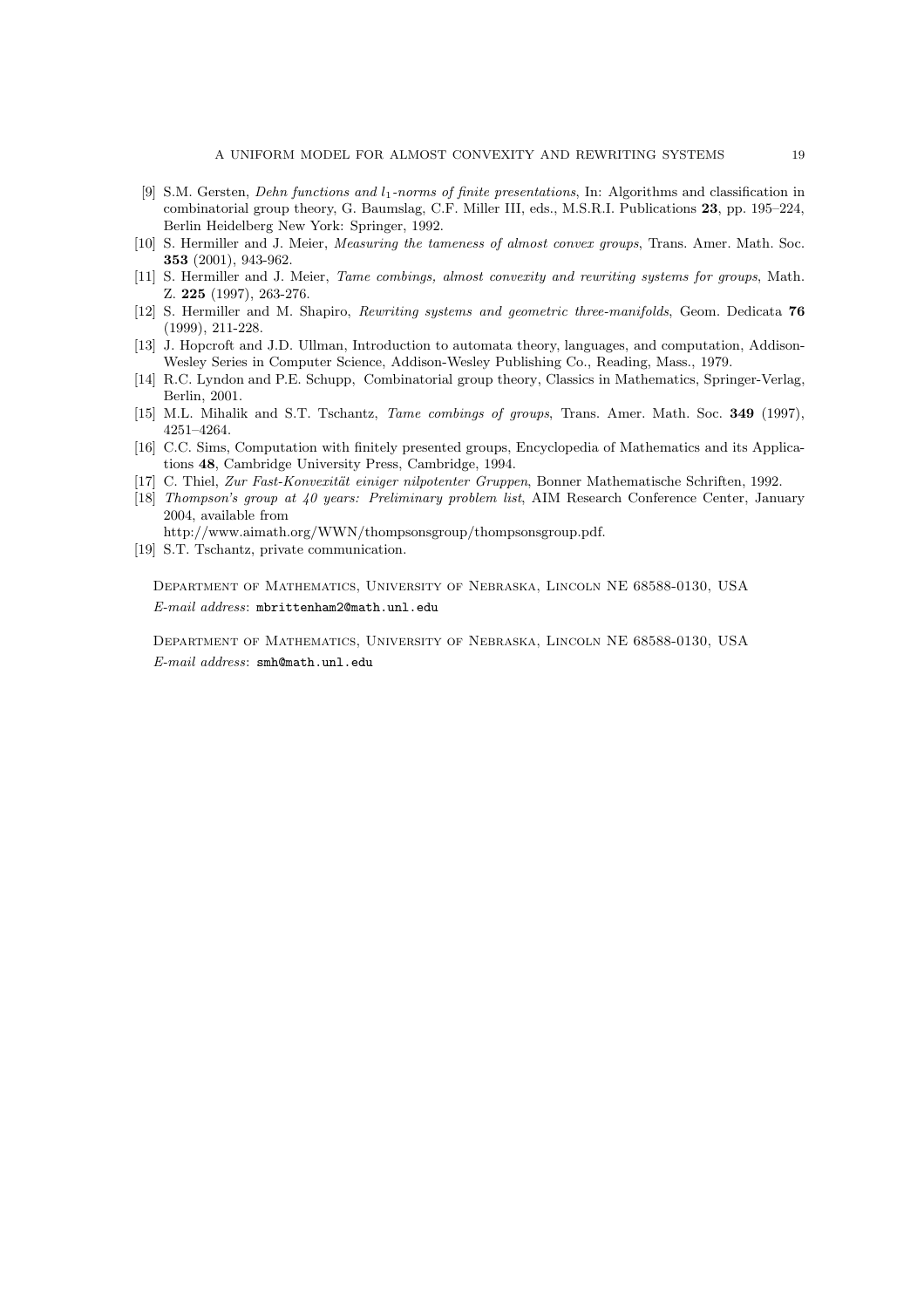[9] S.M. Gersten, *Dehn functions and $l_1$-norms of finite presentations*, In: Algorithms and classification in combinatorial group theory, G. Baumslag, C.F. Miller III, eds., M.S.R.I. Publications **23**, pp. 195–224, Berlin Heidelberg New York: Springer, 1992.

[10] S. Hermiller and J. Meier, *Measuring the tameness of almost convex groups*, Trans. Amer. Math. Soc. **353** (2001), 943-962.

[11] S. Hermiller and J. Meier, *Tame combings, almost convexity and rewriting systems for groups*, Math. Z. **225** (1997), 263-276.

[12] S. Hermiller and M. Shapiro, *Rewriting systems and geometric three-manifolds*, Geom. Dedicata **76** (1999), 211-228.

[13] J. Hopcroft and J.D. Ullman, Introduction to automata theory, languages, and computation, Addison-Wesley Series in Computer Science, Addison-Wesley Publishing Co., Reading, Mass., 1979.

[14] R.C. Lyndon and P.E. Schupp, Combinatorial group theory, Classics in Mathematics, Springer-Verlag, Berlin, 2001.

[15] M.L. Mihalik and S.T. Tschantz, *Tame combings of groups*, Trans. Amer. Math. Soc. **349** (1997), 4251–4264.

[16] C.C. Sims, Computation with finitely presented groups, Encyclopedia of Mathematics and its Applications **48**, Cambridge University Press, Cambridge, 1994.

[17] C. Thiel, *Zur Fast-Konvexität einiger nilpotenter Gruppen*, Bonner Mathematische Schriften, 1992.

[18] *Thompson's group at 40 years: Preliminary problem list*, AIM Research Conference Center, January 2004, available from http://www.aimath.org/WWN/thompsonsgroup/thompsonsgroup.pdf.

[19] S.T. Tschantz, private communication.

Department of Mathematics, University of Nebraska, Lincoln NE 68588-0130, USA
*E-mail address*: `mbrittenham2@math.unl.edu`

Department of Mathematics, University of Nebraska, Lincoln NE 68588-0130, USA
*E-mail address*: `smh@math.unl.edu`